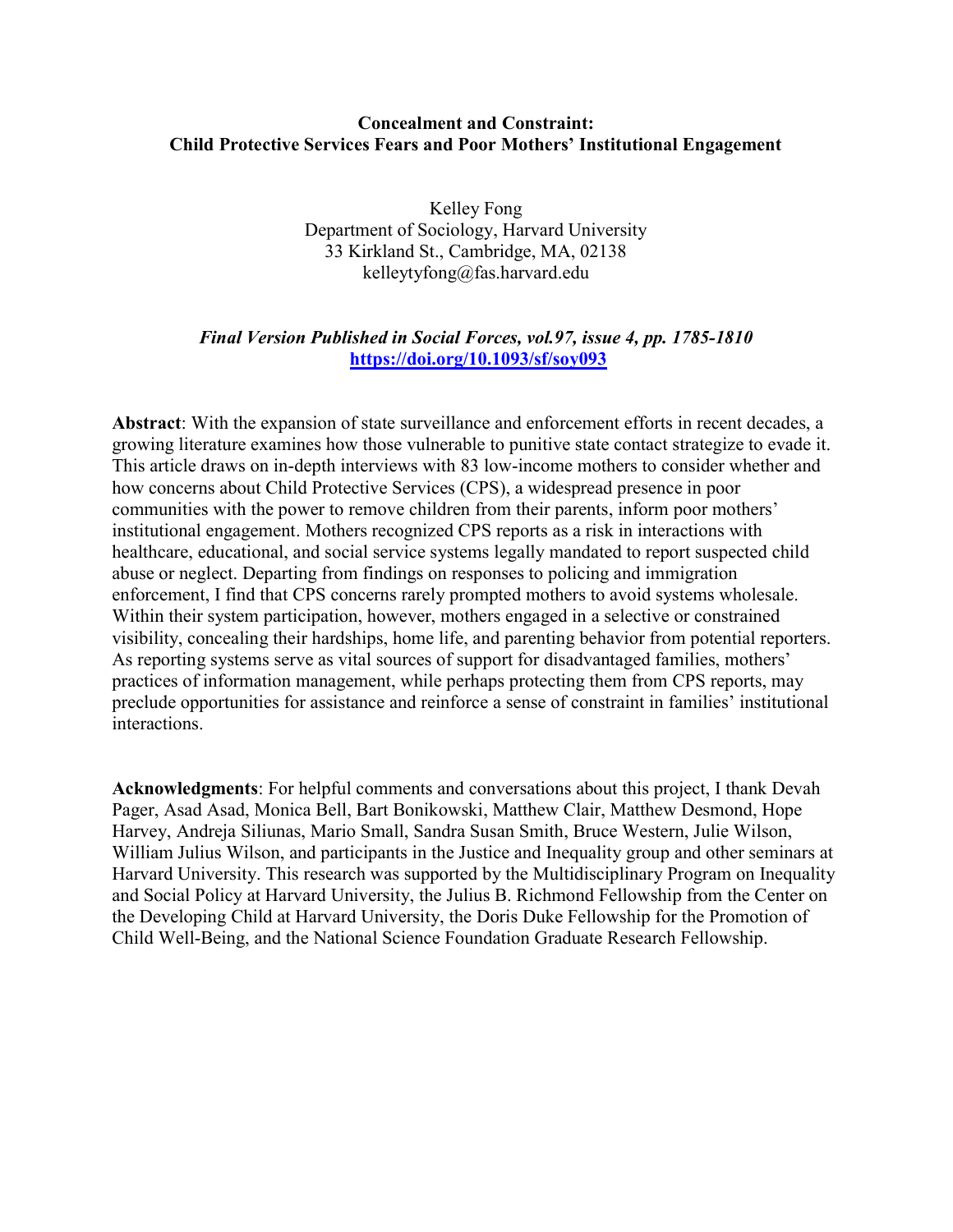# Concealment and Constraint:
# Child Protective Services Fears and Poor Mothers' Institutional Engagement

Kelley Fong
Department of Sociology, Harvard University
33 Kirkland St., Cambridge, MA, 02138
kelleytyfong@fas.harvard.edu

*Final Version Published in Social Forces, vol.97, issue 4, pp. 1785-1810*
https://doi.org/10.1093/sf/soy093

**Abstract**: With the expansion of state surveillance and enforcement efforts in recent decades, a growing literature examines how those vulnerable to punitive state contact strategize to evade it. This article draws on in-depth interviews with 83 low-income mothers to consider whether and how concerns about Child Protective Services (CPS), a widespread presence in poor communities with the power to remove children from their parents, inform poor mothers' institutional engagement. Mothers recognized CPS reports as a risk in interactions with healthcare, educational, and social service systems legally mandated to report suspected child abuse or neglect. Departing from findings on responses to policing and immigration enforcement, I find that CPS concerns rarely prompted mothers to avoid systems wholesale. Within their system participation, however, mothers engaged in a selective or constrained visibility, concealing their hardships, home life, and parenting behavior from potential reporters. As reporting systems serve as vital sources of support for disadvantaged families, mothers' practices of information management, while perhaps protecting them from CPS reports, may preclude opportunities for assistance and reinforce a sense of constraint in families' institutional interactions.

**Acknowledgments**: For helpful comments and conversations about this project, I thank Devah Pager, Asad Asad, Monica Bell, Bart Bonikowski, Matthew Clair, Matthew Desmond, Hope Harvey, Andreja Siliunas, Mario Small, Sandra Susan Smith, Bruce Western, Julie Wilson, William Julius Wilson, and participants in the Justice and Inequality group and other seminars at Harvard University. This research was supported by the Multidisciplinary Program on Inequality and Social Policy at Harvard University, the Julius B. Richmond Fellowship from the Center on the Developing Child at Harvard University, the Doris Duke Fellowship for the Promotion of Child Well-Being, and the National Science Foundation Graduate Research Fellowship.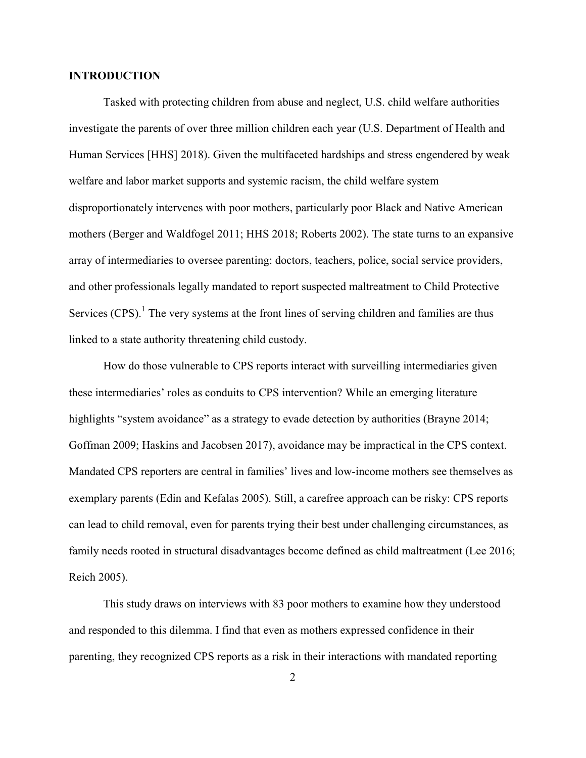## INTRODUCTION

Tasked with protecting children from abuse and neglect, U.S. child welfare authorities investigate the parents of over three million children each year (U.S. Department of Health and Human Services [HHS] 2018). Given the multifaceted hardships and stress engendered by weak welfare and labor market supports and systemic racism, the child welfare system disproportionately intervenes with poor mothers, particularly poor Black and Native American mothers (Berger and Waldfogel 2011; HHS 2018; Roberts 2002). The state turns to an expansive array of intermediaries to oversee parenting: doctors, teachers, police, social service providers, and other professionals legally mandated to report suspected maltreatment to Child Protective Services (CPS).[1] The very systems at the front lines of serving children and families are thus linked to a state authority threatening child custody.

How do those vulnerable to CPS reports interact with surveilling intermediaries given these intermediaries' roles as conduits to CPS intervention? While an emerging literature highlights "system avoidance" as a strategy to evade detection by authorities (Brayne 2014; Goffman 2009; Haskins and Jacobsen 2017), avoidance may be impractical in the CPS context. Mandated CPS reporters are central in families' lives and low-income mothers see themselves as exemplary parents (Edin and Kefalas 2005). Still, a carefree approach can be risky: CPS reports can lead to child removal, even for parents trying their best under challenging circumstances, as family needs rooted in structural disadvantages become defined as child maltreatment (Lee 2016; Reich 2005).

This study draws on interviews with 83 poor mothers to examine how they understood and responded to this dilemma. I find that even as mothers expressed confidence in their parenting, they recognized CPS reports as a risk in their interactions with mandated reporting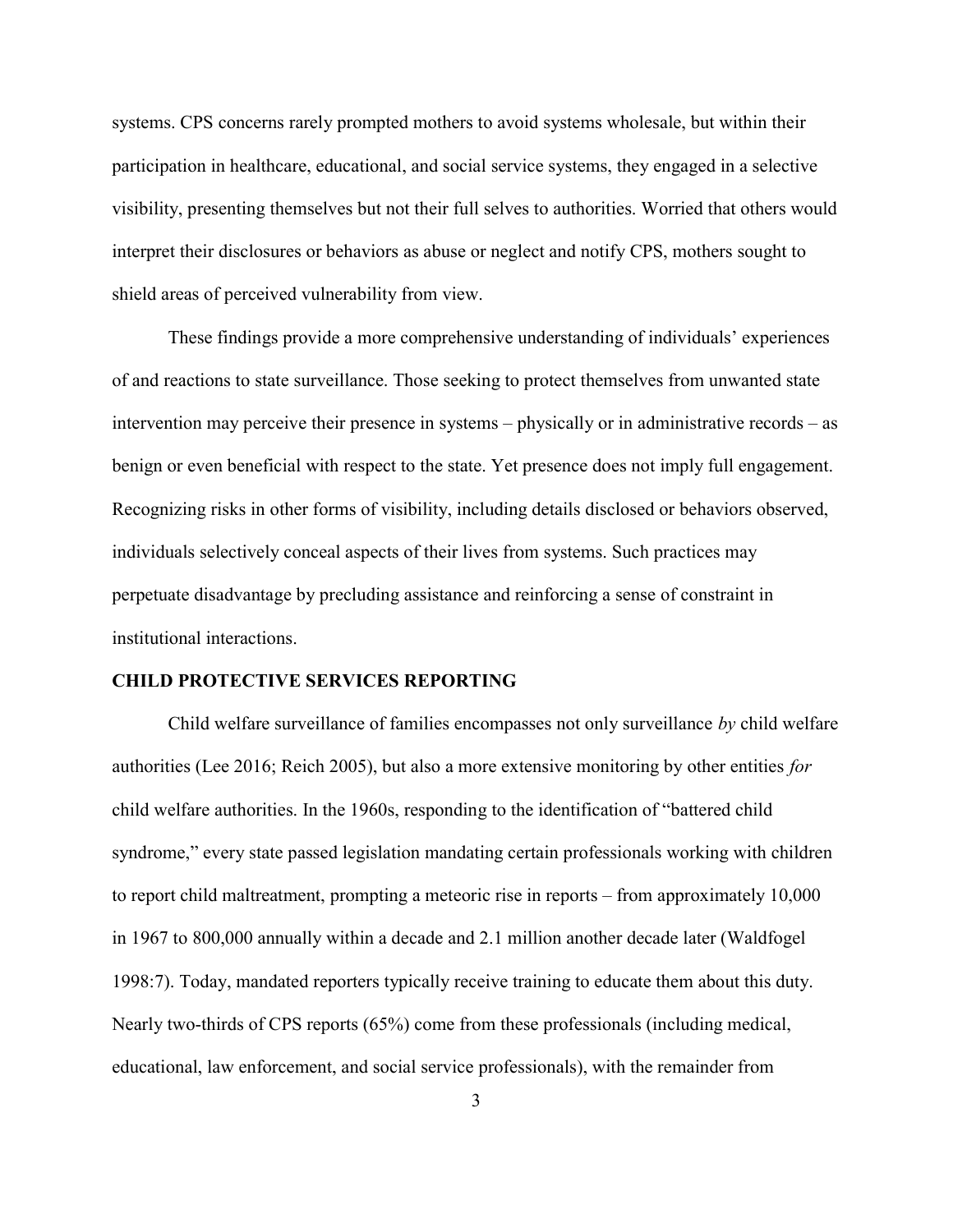systems. CPS concerns rarely prompted mothers to avoid systems wholesale, but within their participation in healthcare, educational, and social service systems, they engaged in a selective visibility, presenting themselves but not their full selves to authorities. Worried that others would interpret their disclosures or behaviors as abuse or neglect and notify CPS, mothers sought to shield areas of perceived vulnerability from view.

These findings provide a more comprehensive understanding of individuals' experiences of and reactions to state surveillance. Those seeking to protect themselves from unwanted state intervention may perceive their presence in systems – physically or in administrative records – as benign or even beneficial with respect to the state. Yet presence does not imply full engagement. Recognizing risks in other forms of visibility, including details disclosed or behaviors observed, individuals selectively conceal aspects of their lives from systems. Such practices may perpetuate disadvantage by precluding assistance and reinforcing a sense of constraint in institutional interactions.

## CHILD PROTECTIVE SERVICES REPORTING

Child welfare surveillance of families encompasses not only surveillance *by* child welfare authorities (Lee 2016; Reich 2005), but also a more extensive monitoring by other entities *for* child welfare authorities. In the 1960s, responding to the identification of "battered child syndrome," every state passed legislation mandating certain professionals working with children to report child maltreatment, prompting a meteoric rise in reports – from approximately 10,000 in 1967 to 800,000 annually within a decade and 2.1 million another decade later (Waldfogel 1998:7). Today, mandated reporters typically receive training to educate them about this duty. Nearly two-thirds of CPS reports (65%) come from these professionals (including medical, educational, law enforcement, and social service professionals), with the remainder from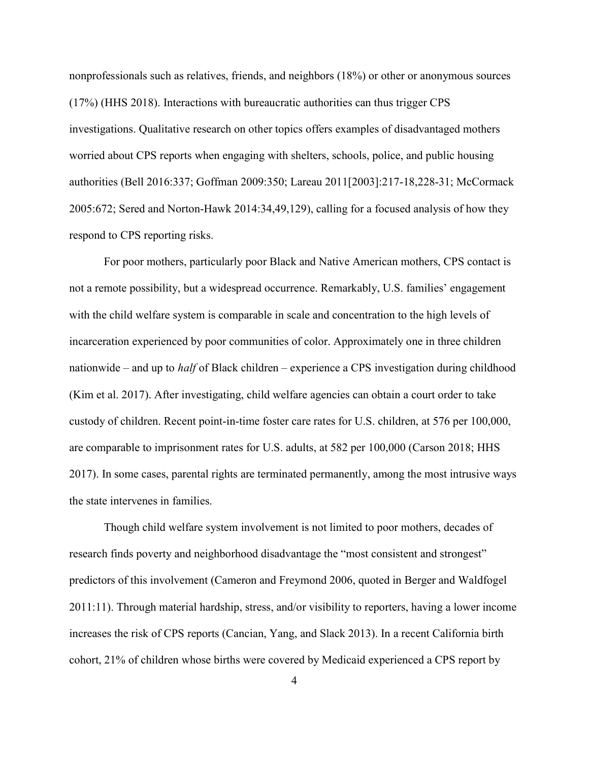nonprofessionals such as relatives, friends, and neighbors (18%) or other or anonymous sources (17%) (HHS 2018). Interactions with bureaucratic authorities can thus trigger CPS investigations. Qualitative research on other topics offers examples of disadvantaged mothers worried about CPS reports when engaging with shelters, schools, police, and public housing authorities (Bell 2016:337; Goffman 2009:350; Lareau 2011[2003]:217-18,228-31; McCormack 2005:672; Sered and Norton-Hawk 2014:34,49,129), calling for a focused analysis of how they respond to CPS reporting risks.

For poor mothers, particularly poor Black and Native American mothers, CPS contact is not a remote possibility, but a widespread occurrence. Remarkably, U.S. families' engagement with the child welfare system is comparable in scale and concentration to the high levels of incarceration experienced by poor communities of color. Approximately one in three children nationwide – and up to *half* of Black children – experience a CPS investigation during childhood (Kim et al. 2017). After investigating, child welfare agencies can obtain a court order to take custody of children. Recent point-in-time foster care rates for U.S. children, at 576 per 100,000, are comparable to imprisonment rates for U.S. adults, at 582 per 100,000 (Carson 2018; HHS 2017). In some cases, parental rights are terminated permanently, among the most intrusive ways the state intervenes in families.

Though child welfare system involvement is not limited to poor mothers, decades of research finds poverty and neighborhood disadvantage the "most consistent and strongest" predictors of this involvement (Cameron and Freymond 2006, quoted in Berger and Waldfogel 2011:11). Through material hardship, stress, and/or visibility to reporters, having a lower income increases the risk of CPS reports (Cancian, Yang, and Slack 2013). In a recent California birth cohort, 21% of children whose births were covered by Medicaid experienced a CPS report by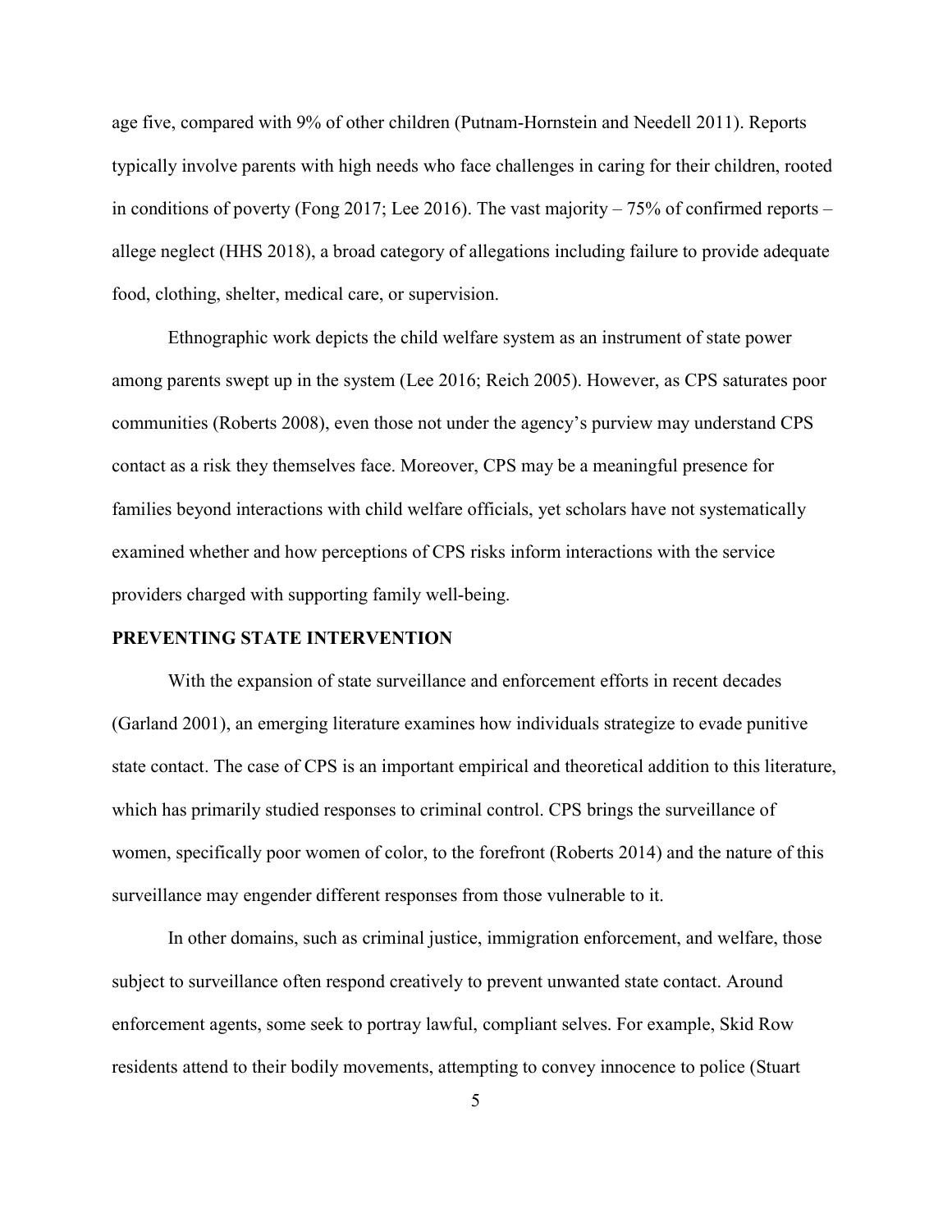age five, compared with 9% of other children (Putnam-Hornstein and Needell 2011). Reports typically involve parents with high needs who face challenges in caring for their children, rooted in conditions of poverty (Fong 2017; Lee 2016). The vast majority – 75% of confirmed reports – allege neglect (HHS 2018), a broad category of allegations including failure to provide adequate food, clothing, shelter, medical care, or supervision.

Ethnographic work depicts the child welfare system as an instrument of state power among parents swept up in the system (Lee 2016; Reich 2005). However, as CPS saturates poor communities (Roberts 2008), even those not under the agency's purview may understand CPS contact as a risk they themselves face. Moreover, CPS may be a meaningful presence for families beyond interactions with child welfare officials, yet scholars have not systematically examined whether and how perceptions of CPS risks inform interactions with the service providers charged with supporting family well-being.

## PREVENTING STATE INTERVENTION

With the expansion of state surveillance and enforcement efforts in recent decades (Garland 2001), an emerging literature examines how individuals strategize to evade punitive state contact. The case of CPS is an important empirical and theoretical addition to this literature, which has primarily studied responses to criminal control. CPS brings the surveillance of women, specifically poor women of color, to the forefront (Roberts 2014) and the nature of this surveillance may engender different responses from those vulnerable to it.

In other domains, such as criminal justice, immigration enforcement, and welfare, those subject to surveillance often respond creatively to prevent unwanted state contact. Around enforcement agents, some seek to portray lawful, compliant selves. For example, Skid Row residents attend to their bodily movements, attempting to convey innocence to police (Stuart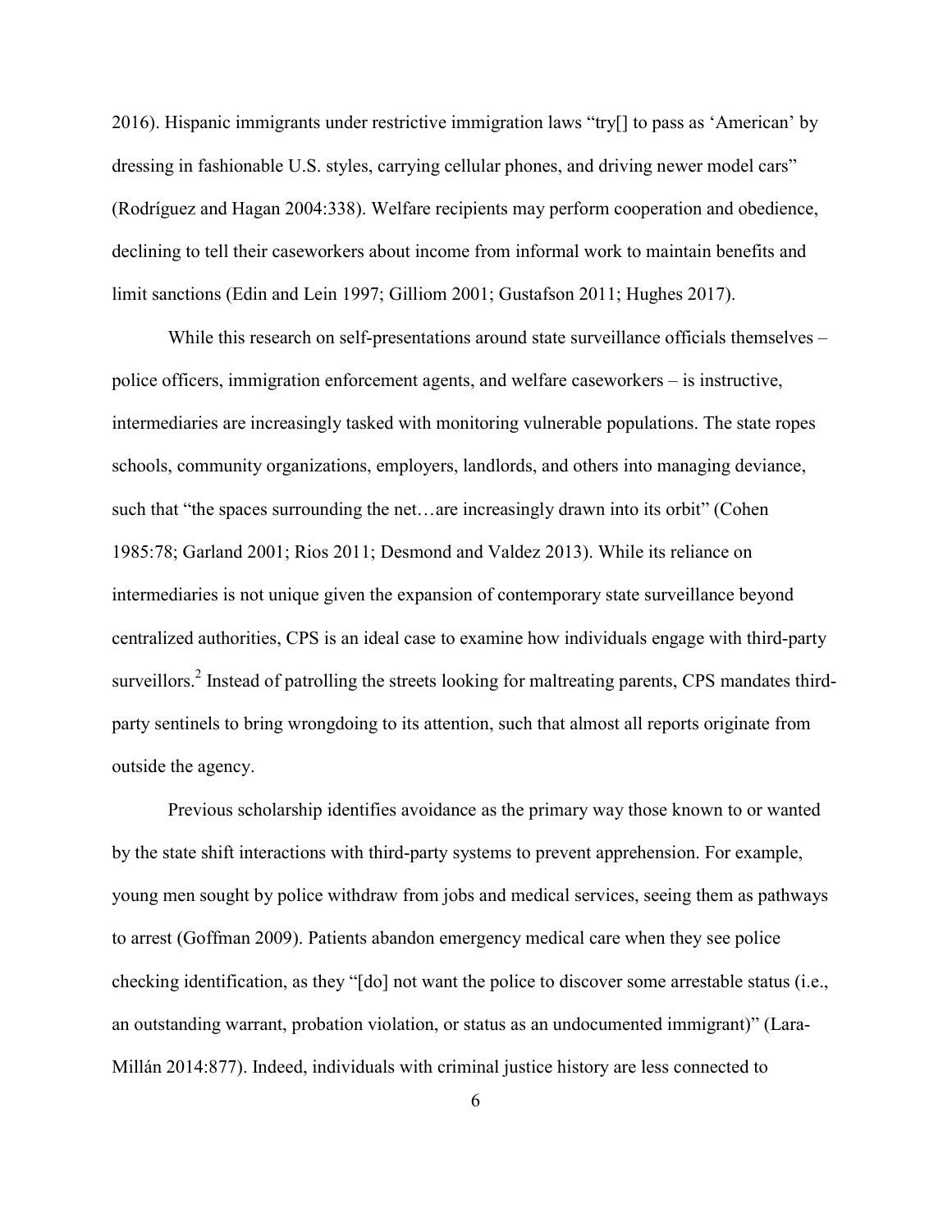2016). Hispanic immigrants under restrictive immigration laws "try[] to pass as 'American' by dressing in fashionable U.S. styles, carrying cellular phones, and driving newer model cars" (Rodríguez and Hagan 2004:338). Welfare recipients may perform cooperation and obedience, declining to tell their caseworkers about income from informal work to maintain benefits and limit sanctions (Edin and Lein 1997; Gilliom 2001; Gustafson 2011; Hughes 2017).

While this research on self-presentations around state surveillance officials themselves – police officers, immigration enforcement agents, and welfare caseworkers – is instructive, intermediaries are increasingly tasked with monitoring vulnerable populations. The state ropes schools, community organizations, employers, landlords, and others into managing deviance, such that "the spaces surrounding the net…are increasingly drawn into its orbit" (Cohen 1985:78; Garland 2001; Rios 2011; Desmond and Valdez 2013). While its reliance on intermediaries is not unique given the expansion of contemporary state surveillance beyond centralized authorities, CPS is an ideal case to examine how individuals engage with third-party surveillors.[2] Instead of patrolling the streets looking for maltreating parents, CPS mandates third-party sentinels to bring wrongdoing to its attention, such that almost all reports originate from outside the agency.

Previous scholarship identifies avoidance as the primary way those known to or wanted by the state shift interactions with third-party systems to prevent apprehension. For example, young men sought by police withdraw from jobs and medical services, seeing them as pathways to arrest (Goffman 2009). Patients abandon emergency medical care when they see police checking identification, as they "[do] not want the police to discover some arrestable status (i.e., an outstanding warrant, probation violation, or status as an undocumented immigrant)" (Lara-Millán 2014:877). Indeed, individuals with criminal justice history are less connected to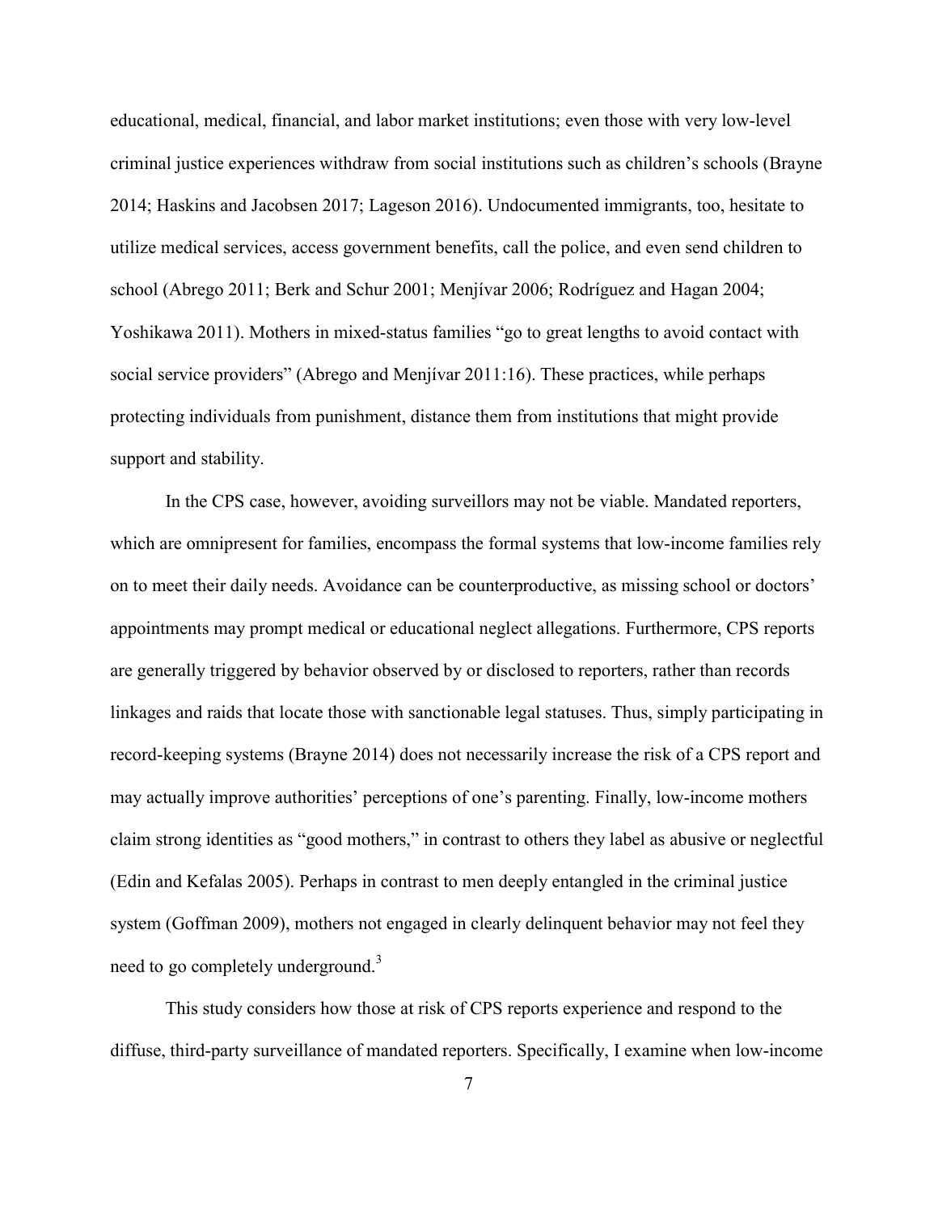educational, medical, financial, and labor market institutions; even those with very low-level criminal justice experiences withdraw from social institutions such as children's schools (Brayne 2014; Haskins and Jacobsen 2017; Lageson 2016). Undocumented immigrants, too, hesitate to utilize medical services, access government benefits, call the police, and even send children to school (Abrego 2011; Berk and Schur 2001; Menjívar 2006; Rodríguez and Hagan 2004; Yoshikawa 2011). Mothers in mixed-status families "go to great lengths to avoid contact with social service providers" (Abrego and Menjívar 2011:16). These practices, while perhaps protecting individuals from punishment, distance them from institutions that might provide support and stability.

In the CPS case, however, avoiding surveillors may not be viable. Mandated reporters, which are omnipresent for families, encompass the formal systems that low-income families rely on to meet their daily needs. Avoidance can be counterproductive, as missing school or doctors' appointments may prompt medical or educational neglect allegations. Furthermore, CPS reports are generally triggered by behavior observed by or disclosed to reporters, rather than records linkages and raids that locate those with sanctionable legal statuses. Thus, simply participating in record-keeping systems (Brayne 2014) does not necessarily increase the risk of a CPS report and may actually improve authorities' perceptions of one's parenting. Finally, low-income mothers claim strong identities as "good mothers," in contrast to others they label as abusive or neglectful (Edin and Kefalas 2005). Perhaps in contrast to men deeply entangled in the criminal justice system (Goffman 2009), mothers not engaged in clearly delinquent behavior may not feel they need to go completely underground.[3]

This study considers how those at risk of CPS reports experience and respond to the diffuse, third-party surveillance of mandated reporters. Specifically, I examine when low-income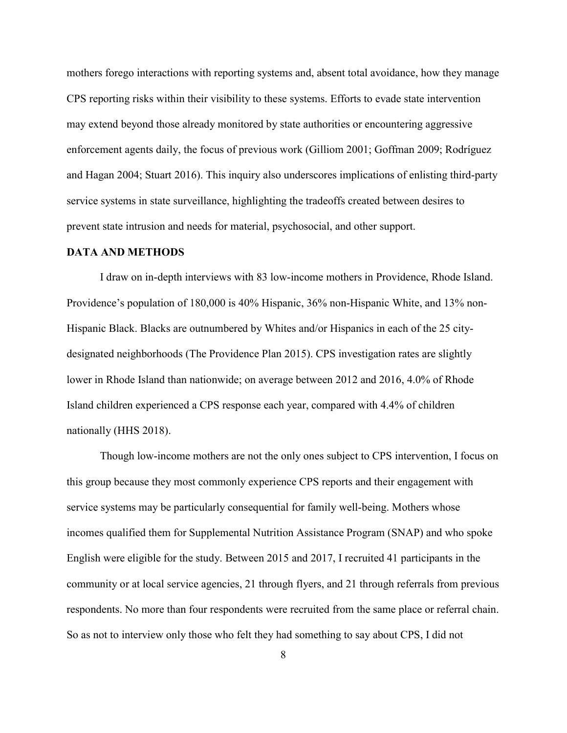mothers forego interactions with reporting systems and, absent total avoidance, how they manage CPS reporting risks within their visibility to these systems. Efforts to evade state intervention may extend beyond those already monitored by state authorities or encountering aggressive enforcement agents daily, the focus of previous work (Gilliom 2001; Goffman 2009; Rodríguez and Hagan 2004; Stuart 2016). This inquiry also underscores implications of enlisting third-party service systems in state surveillance, highlighting the tradeoffs created between desires to prevent state intrusion and needs for material, psychosocial, and other support.

## DATA AND METHODS

I draw on in-depth interviews with 83 low-income mothers in Providence, Rhode Island. Providence's population of 180,000 is 40% Hispanic, 36% non-Hispanic White, and 13% non-Hispanic Black. Blacks are outnumbered by Whites and/or Hispanics in each of the 25 city-designated neighborhoods (The Providence Plan 2015). CPS investigation rates are slightly lower in Rhode Island than nationwide; on average between 2012 and 2016, 4.0% of Rhode Island children experienced a CPS response each year, compared with 4.4% of children nationally (HHS 2018).

Though low-income mothers are not the only ones subject to CPS intervention, I focus on this group because they most commonly experience CPS reports and their engagement with service systems may be particularly consequential for family well-being. Mothers whose incomes qualified them for Supplemental Nutrition Assistance Program (SNAP) and who spoke English were eligible for the study. Between 2015 and 2017, I recruited 41 participants in the community or at local service agencies, 21 through flyers, and 21 through referrals from previous respondents. No more than four respondents were recruited from the same place or referral chain. So as not to interview only those who felt they had something to say about CPS, I did not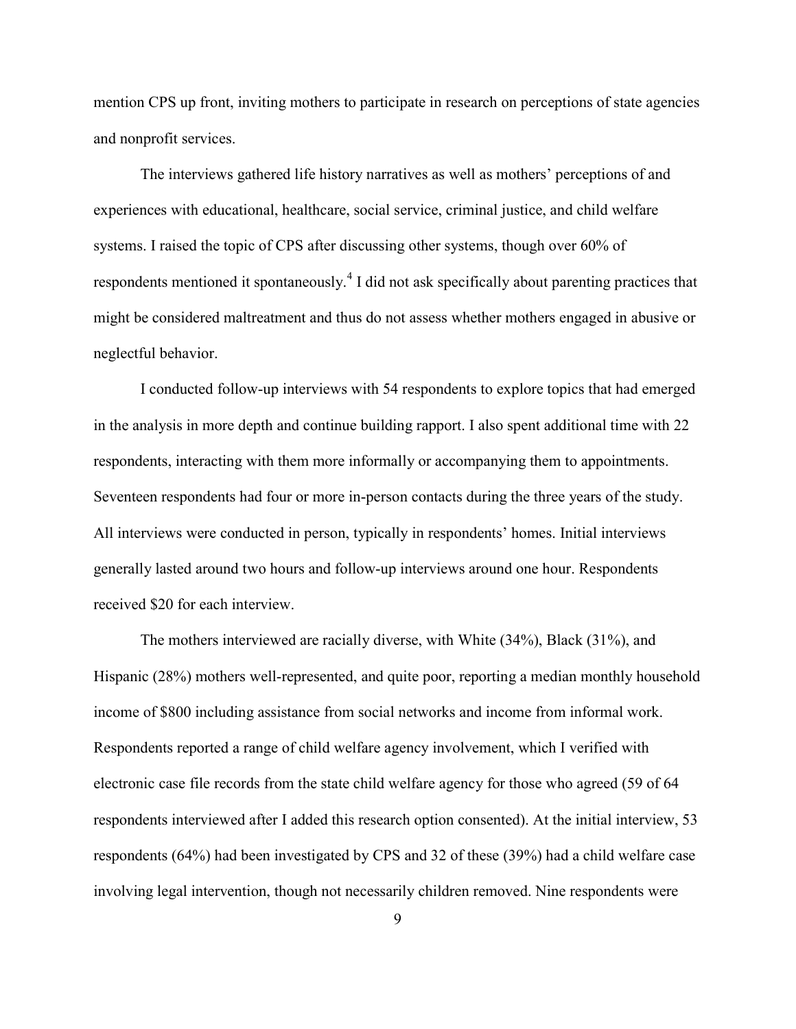mention CPS up front, inviting mothers to participate in research on perceptions of state agencies and nonprofit services.

The interviews gathered life history narratives as well as mothers' perceptions of and experiences with educational, healthcare, social service, criminal justice, and child welfare systems. I raised the topic of CPS after discussing other systems, though over 60% of respondents mentioned it spontaneously.[4] I did not ask specifically about parenting practices that might be considered maltreatment and thus do not assess whether mothers engaged in abusive or neglectful behavior.

I conducted follow-up interviews with 54 respondents to explore topics that had emerged in the analysis in more depth and continue building rapport. I also spent additional time with 22 respondents, interacting with them more informally or accompanying them to appointments. Seventeen respondents had four or more in-person contacts during the three years of the study. All interviews were conducted in person, typically in respondents' homes. Initial interviews generally lasted around two hours and follow-up interviews around one hour. Respondents received $20 for each interview.

The mothers interviewed are racially diverse, with White (34%), Black (31%), and Hispanic (28%) mothers well-represented, and quite poor, reporting a median monthly household income of $800 including assistance from social networks and income from informal work. Respondents reported a range of child welfare agency involvement, which I verified with electronic case file records from the state child welfare agency for those who agreed (59 of 64 respondents interviewed after I added this research option consented). At the initial interview, 53 respondents (64%) had been investigated by CPS and 32 of these (39%) had a child welfare case involving legal intervention, though not necessarily children removed. Nine respondents were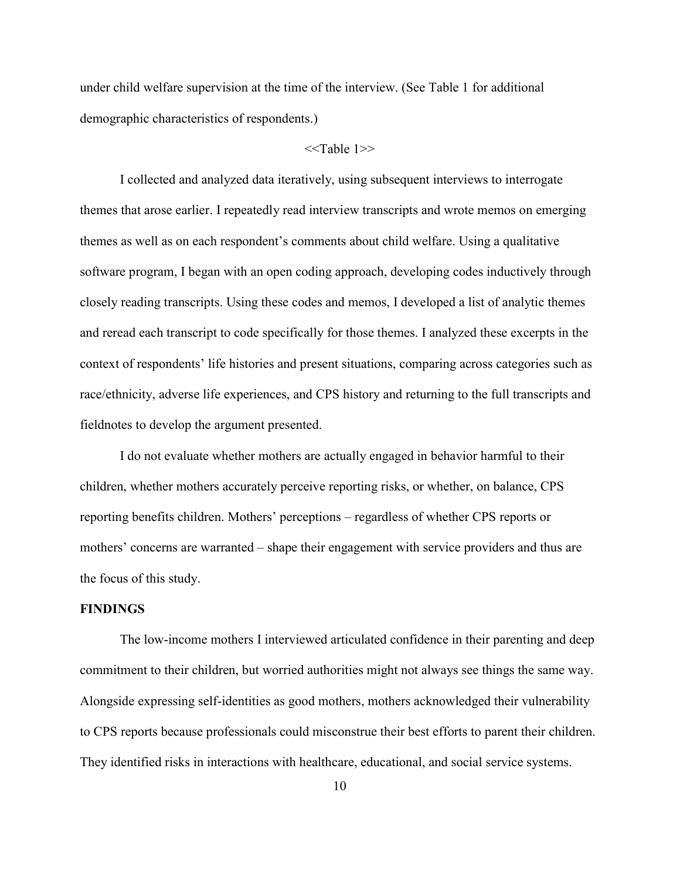under child welfare supervision at the time of the interview. (See Table 1 for additional demographic characteristics of respondents.)

<<Table 1>>

I collected and analyzed data iteratively, using subsequent interviews to interrogate themes that arose earlier. I repeatedly read interview transcripts and wrote memos on emerging themes as well as on each respondent's comments about child welfare. Using a qualitative software program, I began with an open coding approach, developing codes inductively through closely reading transcripts. Using these codes and memos, I developed a list of analytic themes and reread each transcript to code specifically for those themes. I analyzed these excerpts in the context of respondents' life histories and present situations, comparing across categories such as race/ethnicity, adverse life experiences, and CPS history and returning to the full transcripts and fieldnotes to develop the argument presented.

I do not evaluate whether mothers are actually engaged in behavior harmful to their children, whether mothers accurately perceive reporting risks, or whether, on balance, CPS reporting benefits children. Mothers' perceptions – regardless of whether CPS reports or mothers' concerns are warranted – shape their engagement with service providers and thus are the focus of this study.

## FINDINGS

The low-income mothers I interviewed articulated confidence in their parenting and deep commitment to their children, but worried authorities might not always see things the same way. Alongside expressing self-identities as good mothers, mothers acknowledged their vulnerability to CPS reports because professionals could misconstrue their best efforts to parent their children. They identified risks in interactions with healthcare, educational, and social service systems.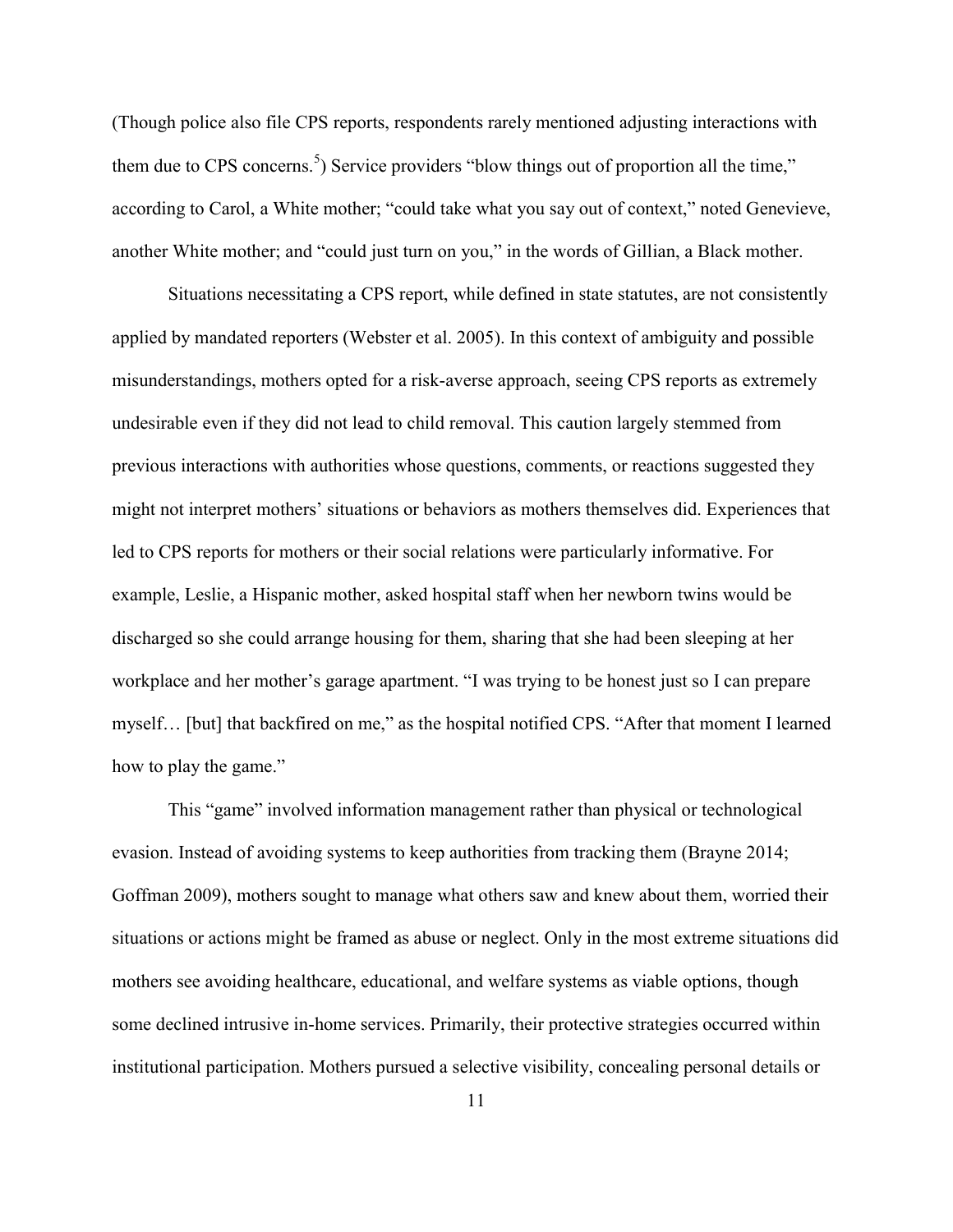(Though police also file CPS reports, respondents rarely mentioned adjusting interactions with them due to CPS concerns.[5]) Service providers "blow things out of proportion all the time," according to Carol, a White mother; "could take what you say out of context," noted Genevieve, another White mother; and "could just turn on you," in the words of Gillian, a Black mother.

Situations necessitating a CPS report, while defined in state statutes, are not consistently applied by mandated reporters (Webster et al. 2005). In this context of ambiguity and possible misunderstandings, mothers opted for a risk-averse approach, seeing CPS reports as extremely undesirable even if they did not lead to child removal. This caution largely stemmed from previous interactions with authorities whose questions, comments, or reactions suggested they might not interpret mothers' situations or behaviors as mothers themselves did. Experiences that led to CPS reports for mothers or their social relations were particularly informative. For example, Leslie, a Hispanic mother, asked hospital staff when her newborn twins would be discharged so she could arrange housing for them, sharing that she had been sleeping at her workplace and her mother's garage apartment. "I was trying to be honest just so I can prepare myself… [but] that backfired on me," as the hospital notified CPS. "After that moment I learned how to play the game."

This "game" involved information management rather than physical or technological evasion. Instead of avoiding systems to keep authorities from tracking them (Brayne 2014; Goffman 2009), mothers sought to manage what others saw and knew about them, worried their situations or actions might be framed as abuse or neglect. Only in the most extreme situations did mothers see avoiding healthcare, educational, and welfare systems as viable options, though some declined intrusive in-home services. Primarily, their protective strategies occurred within institutional participation. Mothers pursued a selective visibility, concealing personal details or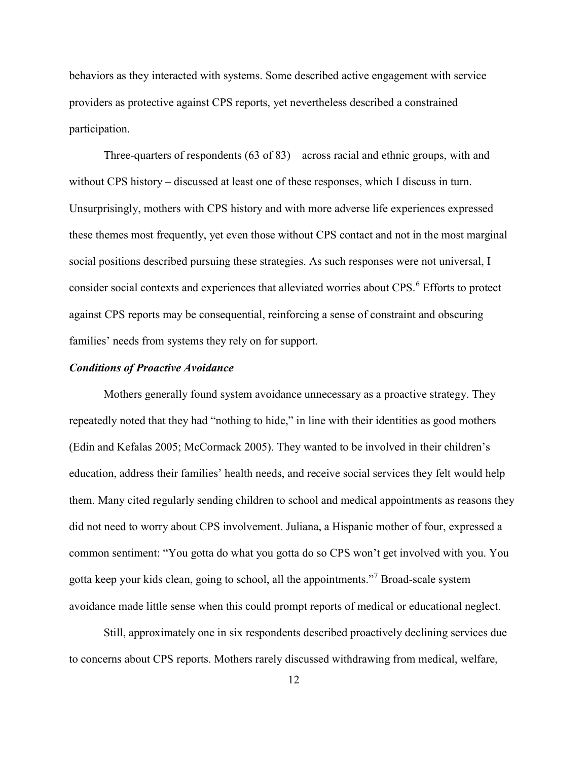behaviors as they interacted with systems. Some described active engagement with service providers as protective against CPS reports, yet nevertheless described a constrained participation.

Three-quarters of respondents (63 of 83) – across racial and ethnic groups, with and without CPS history – discussed at least one of these responses, which I discuss in turn. Unsurprisingly, mothers with CPS history and with more adverse life experiences expressed these themes most frequently, yet even those without CPS contact and not in the most marginal social positions described pursuing these strategies. As such responses were not universal, I consider social contexts and experiences that alleviated worries about CPS.[6] Efforts to protect against CPS reports may be consequential, reinforcing a sense of constraint and obscuring families' needs from systems they rely on for support.

### *Conditions of Proactive Avoidance*

Mothers generally found system avoidance unnecessary as a proactive strategy. They repeatedly noted that they had "nothing to hide," in line with their identities as good mothers (Edin and Kefalas 2005; McCormack 2005). They wanted to be involved in their children's education, address their families' health needs, and receive social services they felt would help them. Many cited regularly sending children to school and medical appointments as reasons they did not need to worry about CPS involvement. Juliana, a Hispanic mother of four, expressed a common sentiment: "You gotta do what you gotta do so CPS won't get involved with you. You gotta keep your kids clean, going to school, all the appointments."[7] Broad-scale system avoidance made little sense when this could prompt reports of medical or educational neglect.

Still, approximately one in six respondents described proactively declining services due to concerns about CPS reports. Mothers rarely discussed withdrawing from medical, welfare,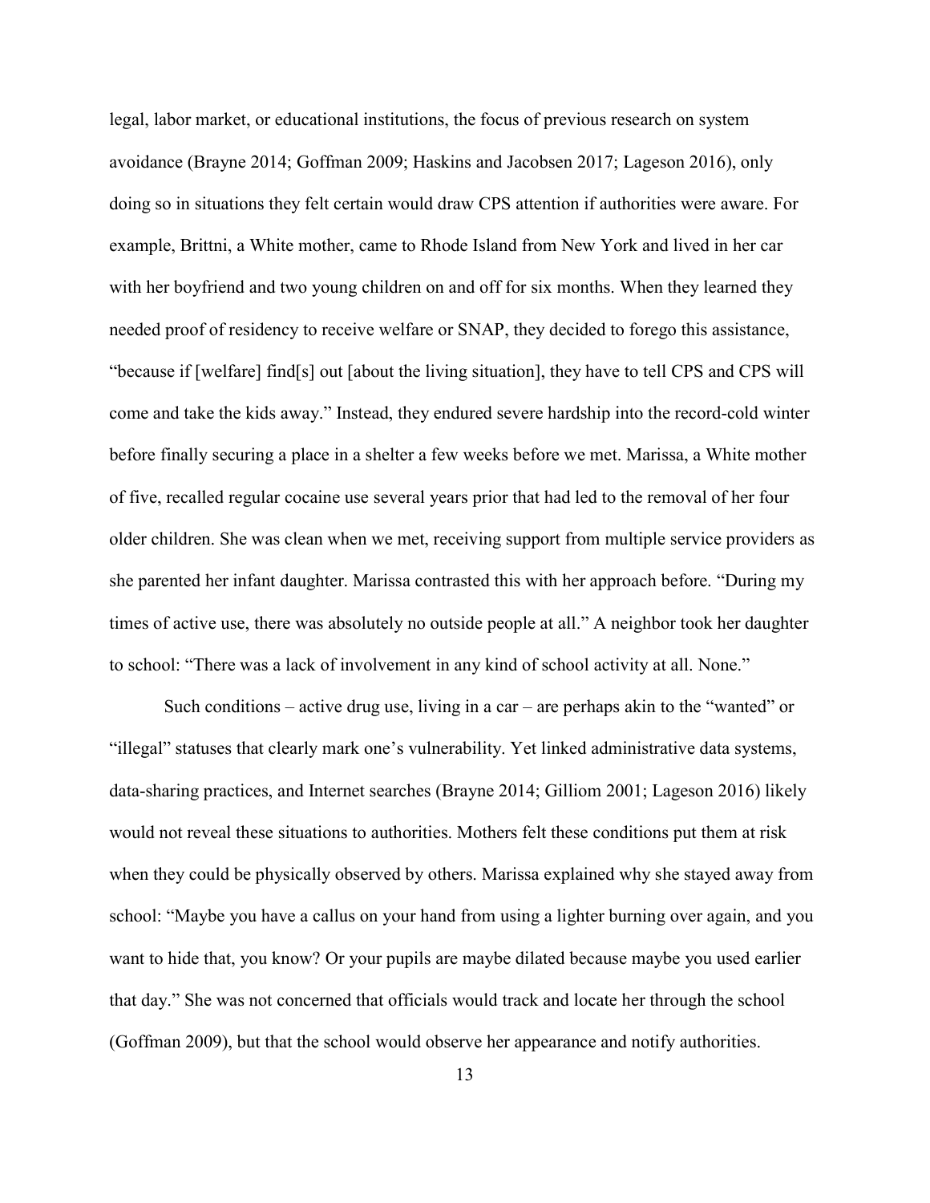legal, labor market, or educational institutions, the focus of previous research on system avoidance (Brayne 2014; Goffman 2009; Haskins and Jacobsen 2017; Lageson 2016), only doing so in situations they felt certain would draw CPS attention if authorities were aware. For example, Brittni, a White mother, came to Rhode Island from New York and lived in her car with her boyfriend and two young children on and off for six months. When they learned they needed proof of residency to receive welfare or SNAP, they decided to forego this assistance, "because if [welfare] find[s] out [about the living situation], they have to tell CPS and CPS will come and take the kids away." Instead, they endured severe hardship into the record-cold winter before finally securing a place in a shelter a few weeks before we met. Marissa, a White mother of five, recalled regular cocaine use several years prior that had led to the removal of her four older children. She was clean when we met, receiving support from multiple service providers as she parented her infant daughter. Marissa contrasted this with her approach before. "During my times of active use, there was absolutely no outside people at all." A neighbor took her daughter to school: "There was a lack of involvement in any kind of school activity at all. None."

Such conditions – active drug use, living in a car – are perhaps akin to the "wanted" or "illegal" statuses that clearly mark one's vulnerability. Yet linked administrative data systems, data-sharing practices, and Internet searches (Brayne 2014; Gilliom 2001; Lageson 2016) likely would not reveal these situations to authorities. Mothers felt these conditions put them at risk when they could be physically observed by others. Marissa explained why she stayed away from school: "Maybe you have a callus on your hand from using a lighter burning over again, and you want to hide that, you know? Or your pupils are maybe dilated because maybe you used earlier that day." She was not concerned that officials would track and locate her through the school (Goffman 2009), but that the school would observe her appearance and notify authorities.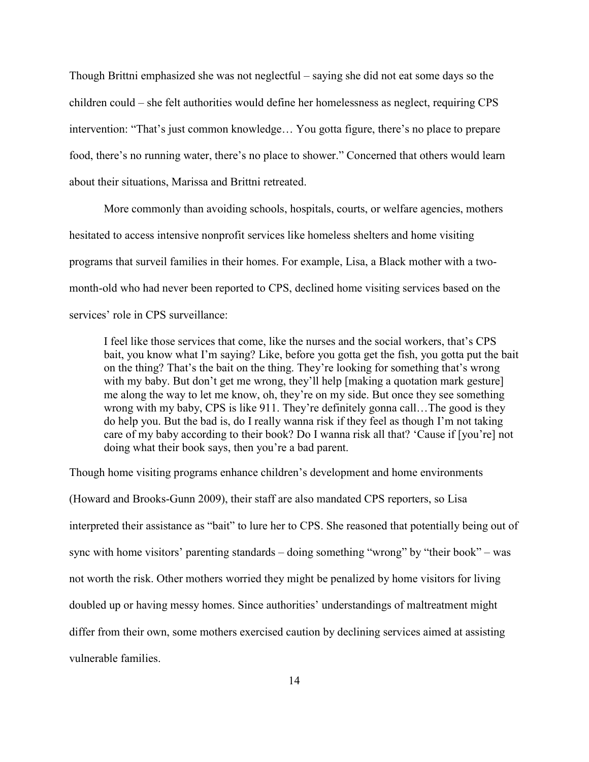Though Brittni emphasized she was not neglectful – saying she did not eat some days so the children could – she felt authorities would define her homelessness as neglect, requiring CPS intervention: "That's just common knowledge… You gotta figure, there's no place to prepare food, there's no running water, there's no place to shower." Concerned that others would learn about their situations, Marissa and Brittni retreated.

More commonly than avoiding schools, hospitals, courts, or welfare agencies, mothers hesitated to access intensive nonprofit services like homeless shelters and home visiting programs that surveil families in their homes. For example, Lisa, a Black mother with a two-month-old who had never been reported to CPS, declined home visiting services based on the services' role in CPS surveillance:

> I feel like those services that come, like the nurses and the social workers, that's CPS bait, you know what I'm saying? Like, before you gotta get the fish, you gotta put the bait on the thing? That's the bait on the thing. They're looking for something that's wrong with my baby. But don't get me wrong, they'll help [making a quotation mark gesture] me along the way to let me know, oh, they're on my side. But once they see something wrong with my baby, CPS is like 911. They're definitely gonna call…The good is they do help you. But the bad is, do I really wanna risk if they feel as though I'm not taking care of my baby according to their book? Do I wanna risk all that? 'Cause if [you're] not doing what their book says, then you're a bad parent.

Though home visiting programs enhance children's development and home environments (Howard and Brooks-Gunn 2009), their staff are also mandated CPS reporters, so Lisa interpreted their assistance as "bait" to lure her to CPS. She reasoned that potentially being out of sync with home visitors' parenting standards – doing something "wrong" by "their book" – was not worth the risk. Other mothers worried they might be penalized by home visitors for living doubled up or having messy homes. Since authorities' understandings of maltreatment might differ from their own, some mothers exercised caution by declining services aimed at assisting vulnerable families.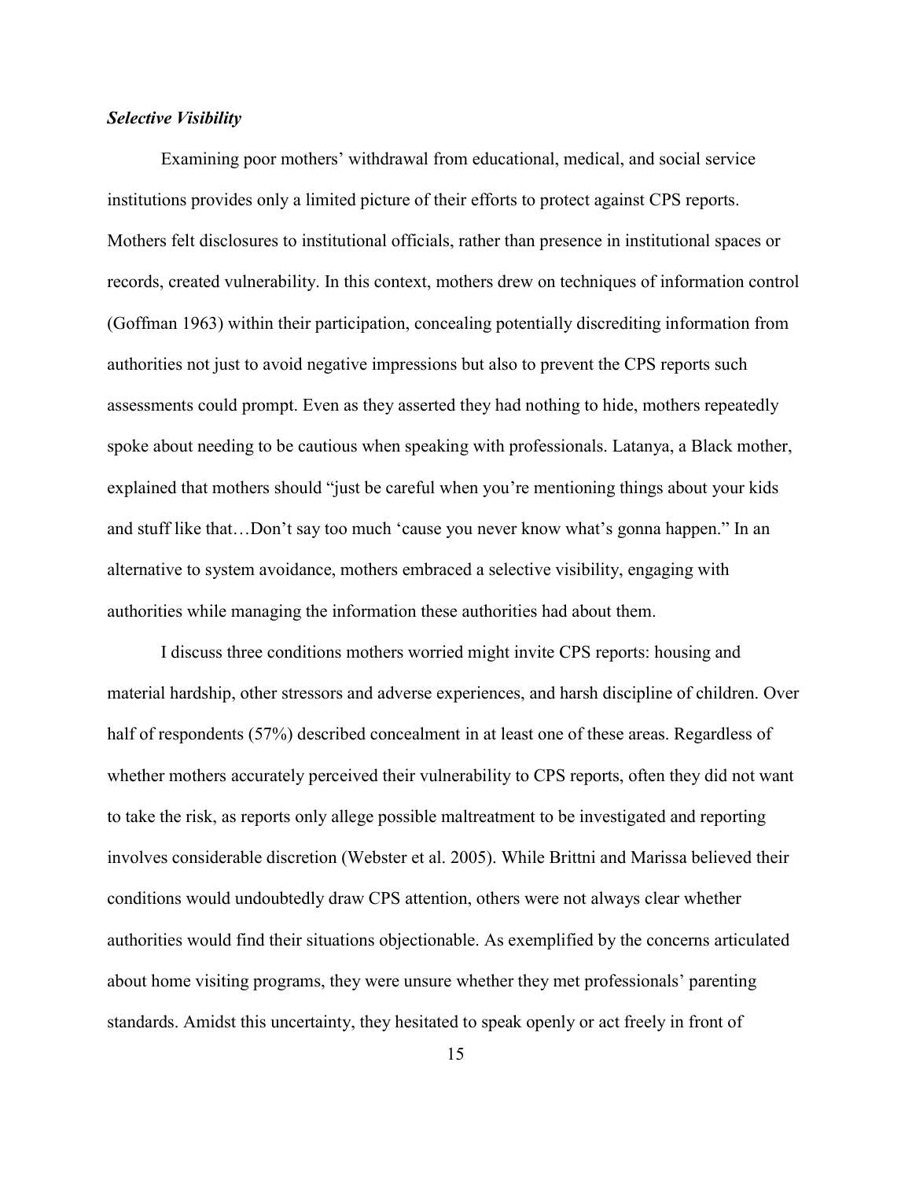### *Selective Visibility*

Examining poor mothers' withdrawal from educational, medical, and social service institutions provides only a limited picture of their efforts to protect against CPS reports. Mothers felt disclosures to institutional officials, rather than presence in institutional spaces or records, created vulnerability. In this context, mothers drew on techniques of information control (Goffman 1963) within their participation, concealing potentially discrediting information from authorities not just to avoid negative impressions but also to prevent the CPS reports such assessments could prompt. Even as they asserted they had nothing to hide, mothers repeatedly spoke about needing to be cautious when speaking with professionals. Latanya, a Black mother, explained that mothers should "just be careful when you're mentioning things about your kids and stuff like that…Don't say too much 'cause you never know what's gonna happen." In an alternative to system avoidance, mothers embraced a selective visibility, engaging with authorities while managing the information these authorities had about them.

I discuss three conditions mothers worried might invite CPS reports: housing and material hardship, other stressors and adverse experiences, and harsh discipline of children. Over half of respondents (57%) described concealment in at least one of these areas. Regardless of whether mothers accurately perceived their vulnerability to CPS reports, often they did not want to take the risk, as reports only allege possible maltreatment to be investigated and reporting involves considerable discretion (Webster et al. 2005). While Brittni and Marissa believed their conditions would undoubtedly draw CPS attention, others were not always clear whether authorities would find their situations objectionable. As exemplified by the concerns articulated about home visiting programs, they were unsure whether they met professionals' parenting standards. Amidst this uncertainty, they hesitated to speak openly or act freely in front of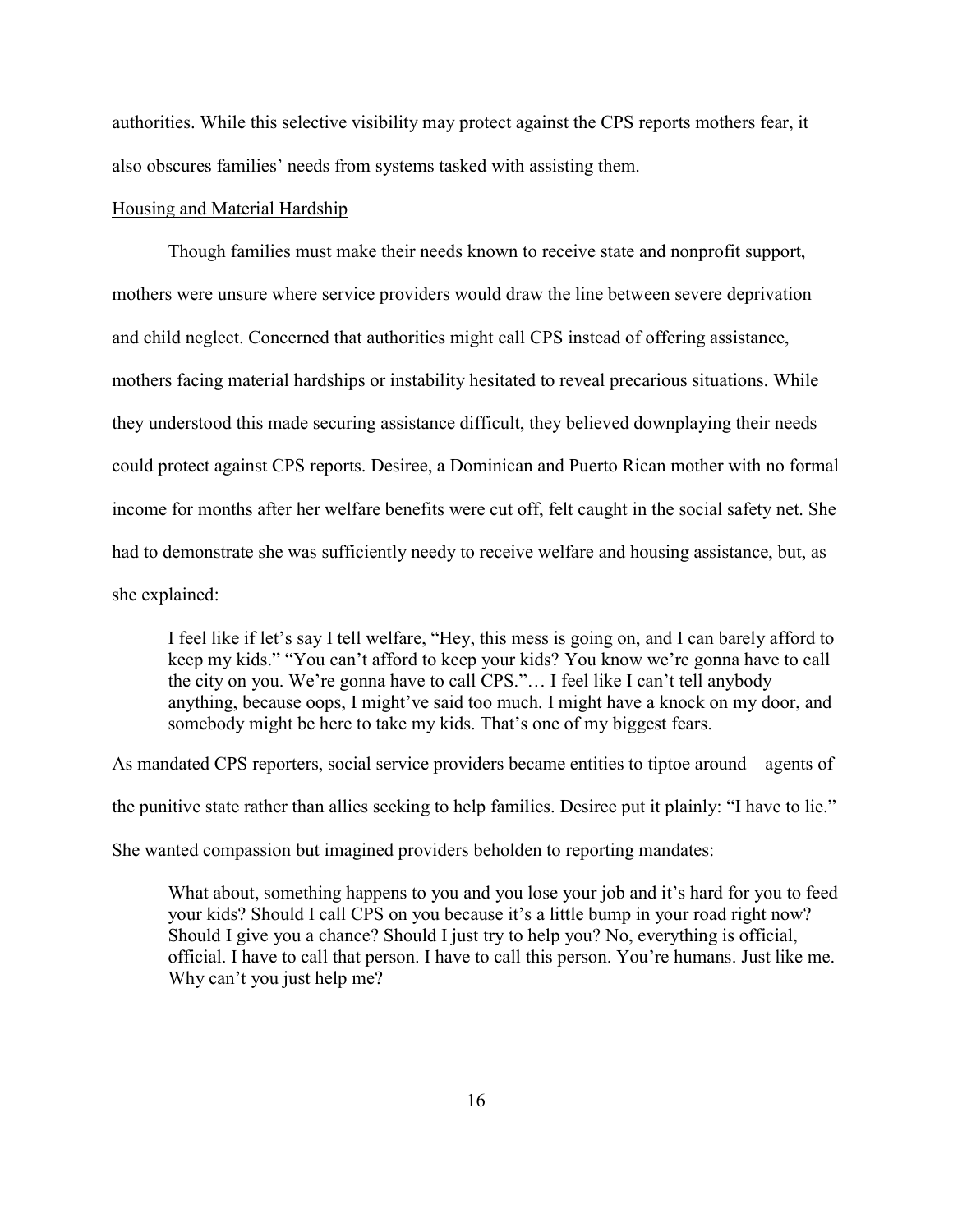authorities. While this selective visibility may protect against the CPS reports mothers fear, it also obscures families' needs from systems tasked with assisting them.

<u>Housing and Material Hardship</u>

Though families must make their needs known to receive state and nonprofit support, mothers were unsure where service providers would draw the line between severe deprivation and child neglect. Concerned that authorities might call CPS instead of offering assistance, mothers facing material hardships or instability hesitated to reveal precarious situations. While they understood this made securing assistance difficult, they believed downplaying their needs could protect against CPS reports. Desiree, a Dominican and Puerto Rican mother with no formal income for months after her welfare benefits were cut off, felt caught in the social safety net. She had to demonstrate she was sufficiently needy to receive welfare and housing assistance, but, as she explained:

> I feel like if let's say I tell welfare, "Hey, this mess is going on, and I can barely afford to keep my kids." "You can't afford to keep your kids? You know we're gonna have to call the city on you. We're gonna have to call CPS."… I feel like I can't tell anybody anything, because oops, I might've said too much. I might have a knock on my door, and somebody might be here to take my kids. That's one of my biggest fears.

As mandated CPS reporters, social service providers became entities to tiptoe around – agents of the punitive state rather than allies seeking to help families. Desiree put it plainly: "I have to lie." She wanted compassion but imagined providers beholden to reporting mandates:

> What about, something happens to you and you lose your job and it's hard for you to feed your kids? Should I call CPS on you because it's a little bump in your road right now? Should I give you a chance? Should I just try to help you? No, everything is official, official. I have to call that person. I have to call this person. You're humans. Just like me. Why can't you just help me?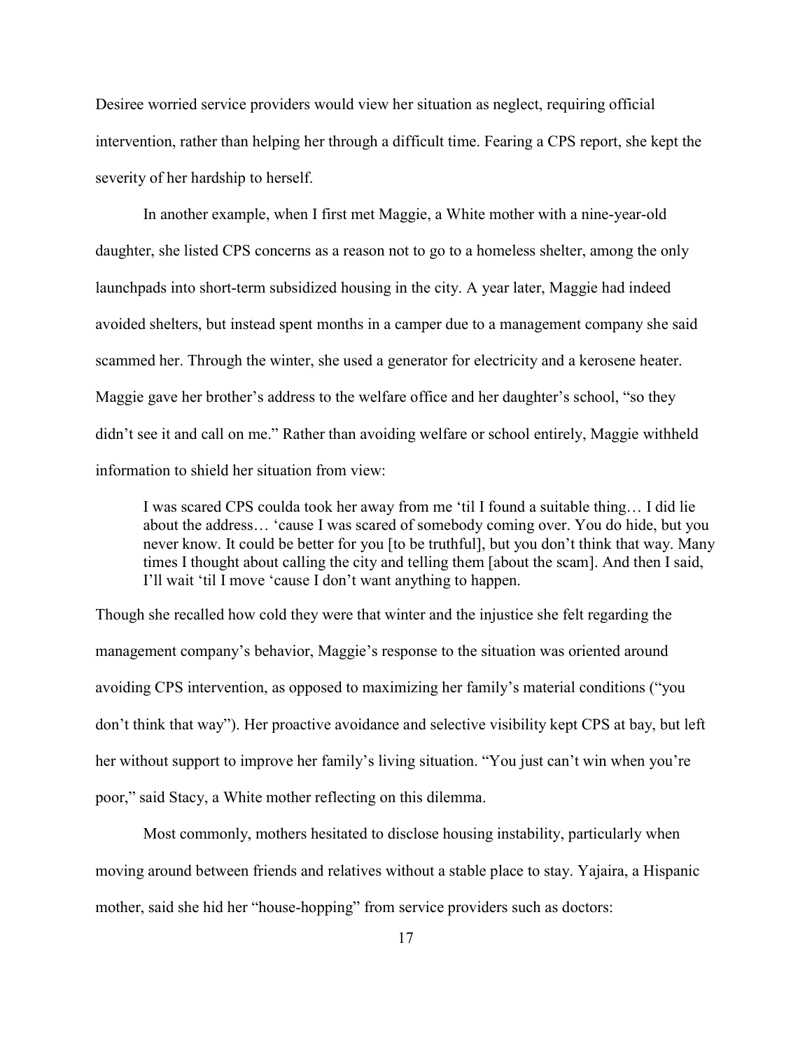Desiree worried service providers would view her situation as neglect, requiring official intervention, rather than helping her through a difficult time. Fearing a CPS report, she kept the severity of her hardship to herself.

In another example, when I first met Maggie, a White mother with a nine-year-old daughter, she listed CPS concerns as a reason not to go to a homeless shelter, among the only launchpads into short-term subsidized housing in the city. A year later, Maggie had indeed avoided shelters, but instead spent months in a camper due to a management company she said scammed her. Through the winter, she used a generator for electricity and a kerosene heater. Maggie gave her brother's address to the welfare office and her daughter's school, "so they didn't see it and call on me." Rather than avoiding welfare or school entirely, Maggie withheld information to shield her situation from view:

> I was scared CPS coulda took her away from me 'til I found a suitable thing… I did lie about the address… 'cause I was scared of somebody coming over. You do hide, but you never know. It could be better for you [to be truthful], but you don't think that way. Many times I thought about calling the city and telling them [about the scam]. And then I said, I'll wait 'til I move 'cause I don't want anything to happen.

Though she recalled how cold they were that winter and the injustice she felt regarding the management company's behavior, Maggie's response to the situation was oriented around avoiding CPS intervention, as opposed to maximizing her family's material conditions ("you don't think that way"). Her proactive avoidance and selective visibility kept CPS at bay, but left her without support to improve her family's living situation. "You just can't win when you're poor," said Stacy, a White mother reflecting on this dilemma.

Most commonly, mothers hesitated to disclose housing instability, particularly when moving around between friends and relatives without a stable place to stay. Yajaira, a Hispanic mother, said she hid her "house-hopping" from service providers such as doctors: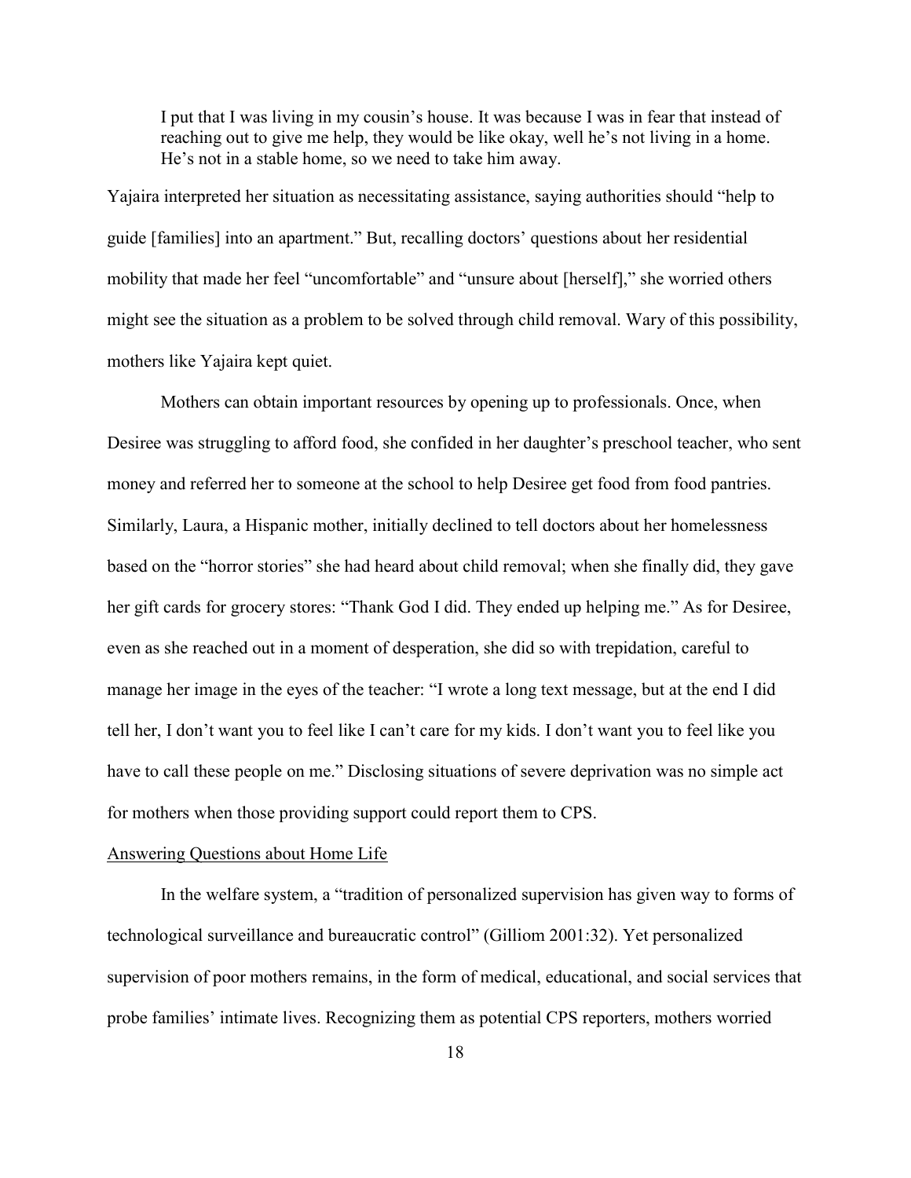> I put that I was living in my cousin's house. It was because I was in fear that instead of reaching out to give me help, they would be like okay, well he's not living in a home. He's not in a stable home, so we need to take him away.

Yajaira interpreted her situation as necessitating assistance, saying authorities should "help to guide [families] into an apartment." But, recalling doctors' questions about her residential mobility that made her feel "uncomfortable" and "unsure about [herself]," she worried others might see the situation as a problem to be solved through child removal. Wary of this possibility, mothers like Yajaira kept quiet.

Mothers can obtain important resources by opening up to professionals. Once, when Desiree was struggling to afford food, she confided in her daughter's preschool teacher, who sent money and referred her to someone at the school to help Desiree get food from food pantries. Similarly, Laura, a Hispanic mother, initially declined to tell doctors about her homelessness based on the "horror stories" she had heard about child removal; when she finally did, they gave her gift cards for grocery stores: "Thank God I did. They ended up helping me." As for Desiree, even as she reached out in a moment of desperation, she did so with trepidation, careful to manage her image in the eyes of the teacher: "I wrote a long text message, but at the end I did tell her, I don't want you to feel like I can't care for my kids. I don't want you to feel like you have to call these people on me." Disclosing situations of severe deprivation was no simple act for mothers when those providing support could report them to CPS.

<u>Answering Questions about Home Life</u>

In the welfare system, a "tradition of personalized supervision has given way to forms of technological surveillance and bureaucratic control" (Gilliom 2001:32). Yet personalized supervision of poor mothers remains, in the form of medical, educational, and social services that probe families' intimate lives. Recognizing them as potential CPS reporters, mothers worried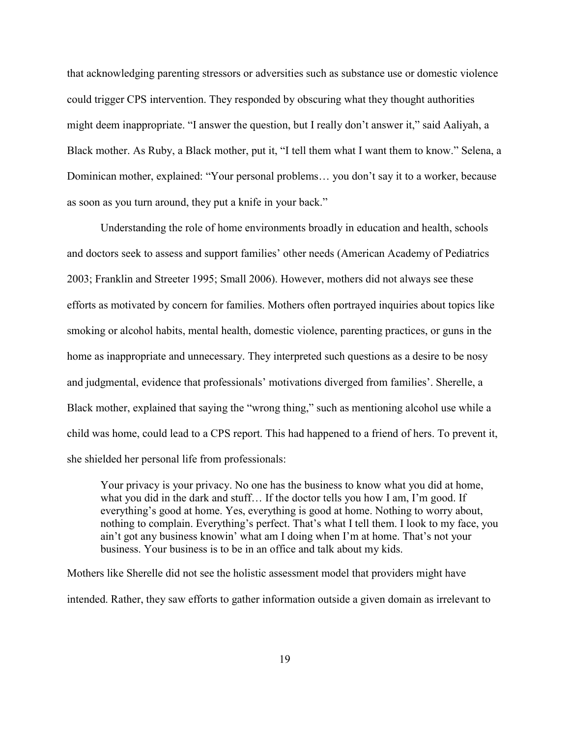that acknowledging parenting stressors or adversities such as substance use or domestic violence could trigger CPS intervention. They responded by obscuring what they thought authorities might deem inappropriate. "I answer the question, but I really don't answer it," said Aaliyah, a Black mother. As Ruby, a Black mother, put it, "I tell them what I want them to know." Selena, a Dominican mother, explained: "Your personal problems… you don't say it to a worker, because as soon as you turn around, they put a knife in your back."

Understanding the role of home environments broadly in education and health, schools and doctors seek to assess and support families' other needs (American Academy of Pediatrics 2003; Franklin and Streeter 1995; Small 2006). However, mothers did not always see these efforts as motivated by concern for families. Mothers often portrayed inquiries about topics like smoking or alcohol habits, mental health, domestic violence, parenting practices, or guns in the home as inappropriate and unnecessary. They interpreted such questions as a desire to be nosy and judgmental, evidence that professionals' motivations diverged from families'. Sherelle, a Black mother, explained that saying the "wrong thing," such as mentioning alcohol use while a child was home, could lead to a CPS report. This had happened to a friend of hers. To prevent it, she shielded her personal life from professionals:

> Your privacy is your privacy. No one has the business to know what you did at home, what you did in the dark and stuff… If the doctor tells you how I am, I'm good. If everything's good at home. Yes, everything is good at home. Nothing to worry about, nothing to complain. Everything's perfect. That's what I tell them. I look to my face, you ain't got any business knowin' what am I doing when I'm at home. That's not your business. Your business is to be in an office and talk about my kids.

Mothers like Sherelle did not see the holistic assessment model that providers might have intended. Rather, they saw efforts to gather information outside a given domain as irrelevant to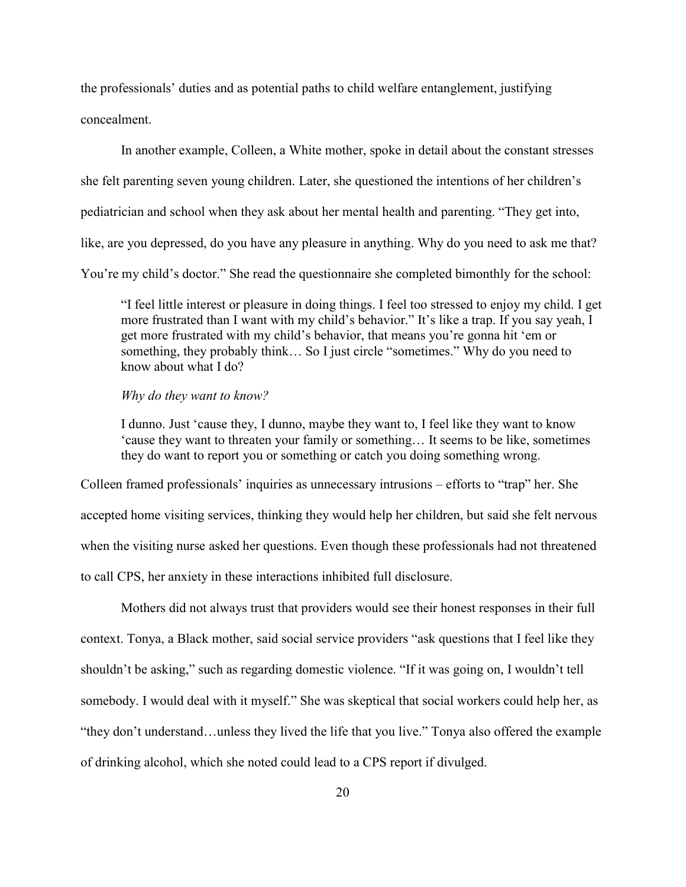the professionals' duties and as potential paths to child welfare entanglement, justifying concealment.

In another example, Colleen, a White mother, spoke in detail about the constant stresses she felt parenting seven young children. Later, she questioned the intentions of her children's pediatrician and school when they ask about her mental health and parenting. "They get into, like, are you depressed, do you have any pleasure in anything. Why do you need to ask me that? You're my child's doctor." She read the questionnaire she completed bimonthly for the school:

> "I feel little interest or pleasure in doing things. I feel too stressed to enjoy my child. I get more frustrated than I want with my child's behavior." It's like a trap. If you say yeah, I get more frustrated with my child's behavior, that means you're gonna hit 'em or something, they probably think… So I just circle "sometimes." Why do you need to know about what I do?
>
> *Why do they want to know?*
>
> I dunno. Just 'cause they, I dunno, maybe they want to, I feel like they want to know 'cause they want to threaten your family or something… It seems to be like, sometimes they do want to report you or something or catch you doing something wrong.

Colleen framed professionals' inquiries as unnecessary intrusions – efforts to "trap" her. She accepted home visiting services, thinking they would help her children, but said she felt nervous when the visiting nurse asked her questions. Even though these professionals had not threatened to call CPS, her anxiety in these interactions inhibited full disclosure.

Mothers did not always trust that providers would see their honest responses in their full context. Tonya, a Black mother, said social service providers "ask questions that I feel like they shouldn't be asking," such as regarding domestic violence. "If it was going on, I wouldn't tell somebody. I would deal with it myself." She was skeptical that social workers could help her, as "they don't understand…unless they lived the life that you live." Tonya also offered the example of drinking alcohol, which she noted could lead to a CPS report if divulged.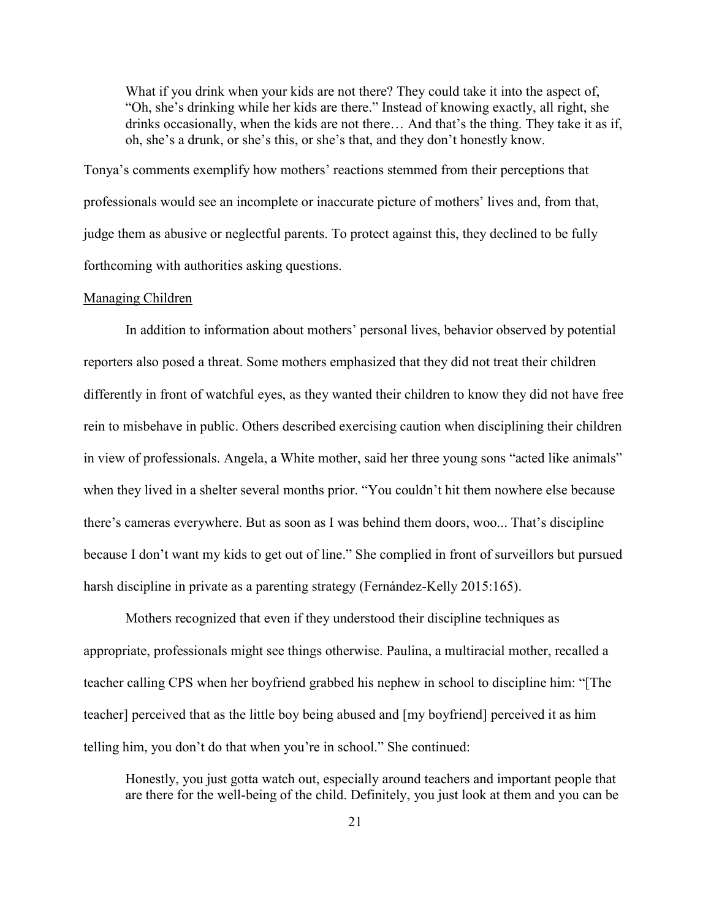> What if you drink when your kids are not there? They could take it into the aspect of, "Oh, she's drinking while her kids are there." Instead of knowing exactly, all right, she drinks occasionally, when the kids are not there… And that's the thing. They take it as if, oh, she's a drunk, or she's this, or she's that, and they don't honestly know.

Tonya's comments exemplify how mothers' reactions stemmed from their perceptions that professionals would see an incomplete or inaccurate picture of mothers' lives and, from that, judge them as abusive or neglectful parents. To protect against this, they declined to be fully forthcoming with authorities asking questions.

<u>Managing Children</u>

In addition to information about mothers' personal lives, behavior observed by potential reporters also posed a threat. Some mothers emphasized that they did not treat their children differently in front of watchful eyes, as they wanted their children to know they did not have free rein to misbehave in public. Others described exercising caution when disciplining their children in view of professionals. Angela, a White mother, said her three young sons "acted like animals" when they lived in a shelter several months prior. "You couldn't hit them nowhere else because there's cameras everywhere. But as soon as I was behind them doors, woo... That's discipline because I don't want my kids to get out of line." She complied in front of surveillors but pursued harsh discipline in private as a parenting strategy (Fernández-Kelly 2015:165).

Mothers recognized that even if they understood their discipline techniques as appropriate, professionals might see things otherwise. Paulina, a multiracial mother, recalled a teacher calling CPS when her boyfriend grabbed his nephew in school to discipline him: "[The teacher] perceived that as the little boy being abused and [my boyfriend] perceived it as him telling him, you don't do that when you're in school." She continued:

> Honestly, you just gotta watch out, especially around teachers and important people that are there for the well-being of the child. Definitely, you just look at them and you can be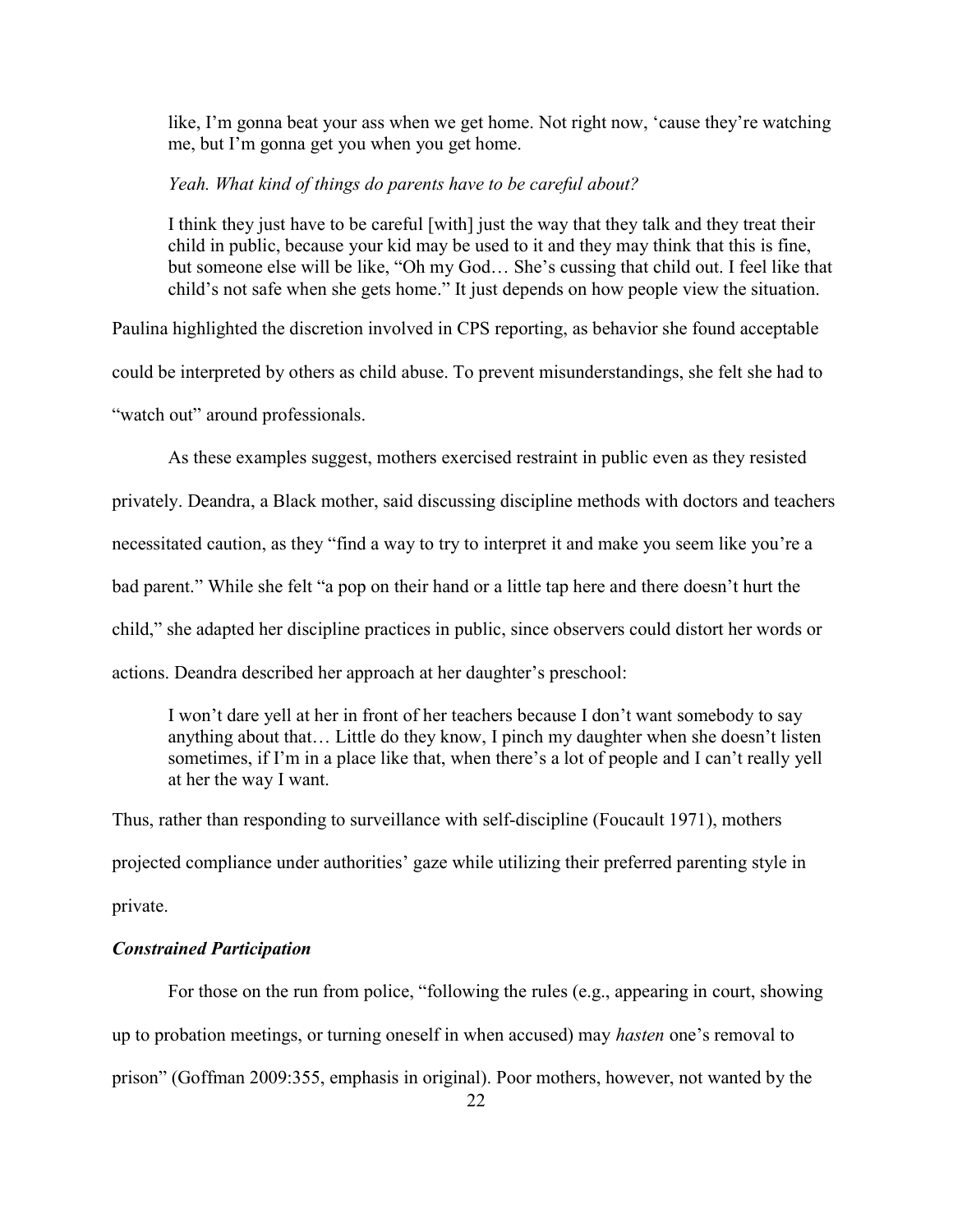> like, I'm gonna beat your ass when we get home. Not right now, 'cause they're watching me, but I'm gonna get you when you get home.
>
> *Yeah. What kind of things do parents have to be careful about?*
>
> I think they just have to be careful [with] just the way that they talk and they treat their child in public, because your kid may be used to it and they may think that this is fine, but someone else will be like, "Oh my God… She's cussing that child out. I feel like that child's not safe when she gets home." It just depends on how people view the situation.

Paulina highlighted the discretion involved in CPS reporting, as behavior she found acceptable could be interpreted by others as child abuse. To prevent misunderstandings, she felt she had to "watch out" around professionals.

As these examples suggest, mothers exercised restraint in public even as they resisted privately. Deandra, a Black mother, said discussing discipline methods with doctors and teachers necessitated caution, as they "find a way to try to interpret it and make you seem like you're a bad parent." While she felt "a pop on their hand or a little tap here and there doesn't hurt the child," she adapted her discipline practices in public, since observers could distort her words or actions. Deandra described her approach at her daughter's preschool:

> I won't dare yell at her in front of her teachers because I don't want somebody to say anything about that… Little do they know, I pinch my daughter when she doesn't listen sometimes, if I'm in a place like that, when there's a lot of people and I can't really yell at her the way I want.

Thus, rather than responding to surveillance with self-discipline (Foucault 1971), mothers projected compliance under authorities' gaze while utilizing their preferred parenting style in private.

### *Constrained Participation*

For those on the run from police, "following the rules (e.g., appearing in court, showing up to probation meetings, or turning oneself in when accused) may *hasten* one's removal to prison" (Goffman 2009:355, emphasis in original). Poor mothers, however, not wanted by the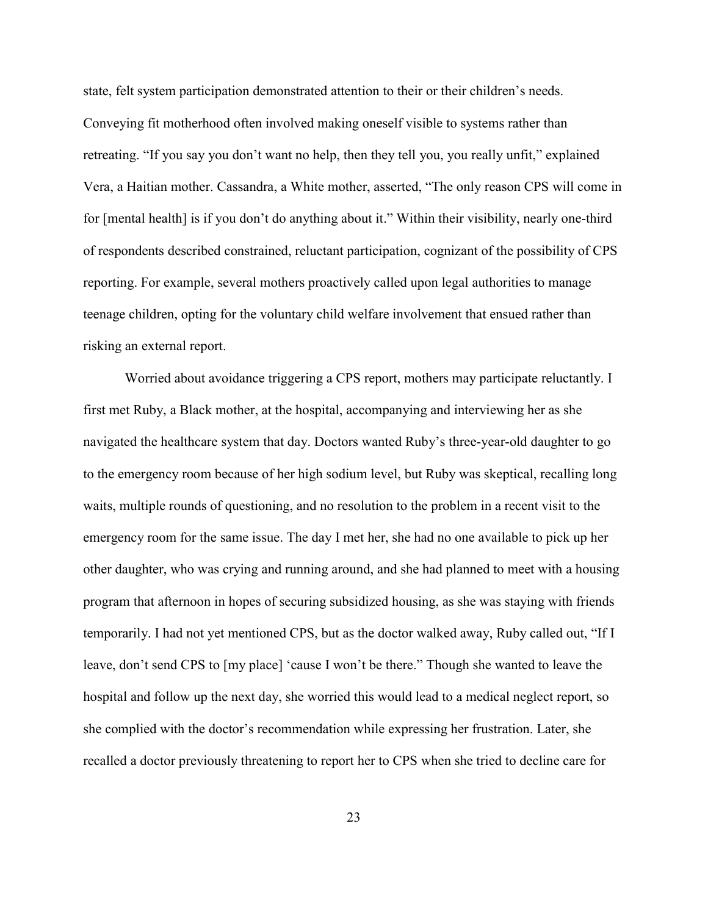state, felt system participation demonstrated attention to their or their children's needs. Conveying fit motherhood often involved making oneself visible to systems rather than retreating. "If you say you don't want no help, then they tell you, you really unfit," explained Vera, a Haitian mother. Cassandra, a White mother, asserted, "The only reason CPS will come in for [mental health] is if you don't do anything about it." Within their visibility, nearly one-third of respondents described constrained, reluctant participation, cognizant of the possibility of CPS reporting. For example, several mothers proactively called upon legal authorities to manage teenage children, opting for the voluntary child welfare involvement that ensued rather than risking an external report.

Worried about avoidance triggering a CPS report, mothers may participate reluctantly. I first met Ruby, a Black mother, at the hospital, accompanying and interviewing her as she navigated the healthcare system that day. Doctors wanted Ruby's three-year-old daughter to go to the emergency room because of her high sodium level, but Ruby was skeptical, recalling long waits, multiple rounds of questioning, and no resolution to the problem in a recent visit to the emergency room for the same issue. The day I met her, she had no one available to pick up her other daughter, who was crying and running around, and she had planned to meet with a housing program that afternoon in hopes of securing subsidized housing, as she was staying with friends temporarily. I had not yet mentioned CPS, but as the doctor walked away, Ruby called out, "If I leave, don't send CPS to [my place] 'cause I won't be there." Though she wanted to leave the hospital and follow up the next day, she worried this would lead to a medical neglect report, so she complied with the doctor's recommendation while expressing her frustration. Later, she recalled a doctor previously threatening to report her to CPS when she tried to decline care for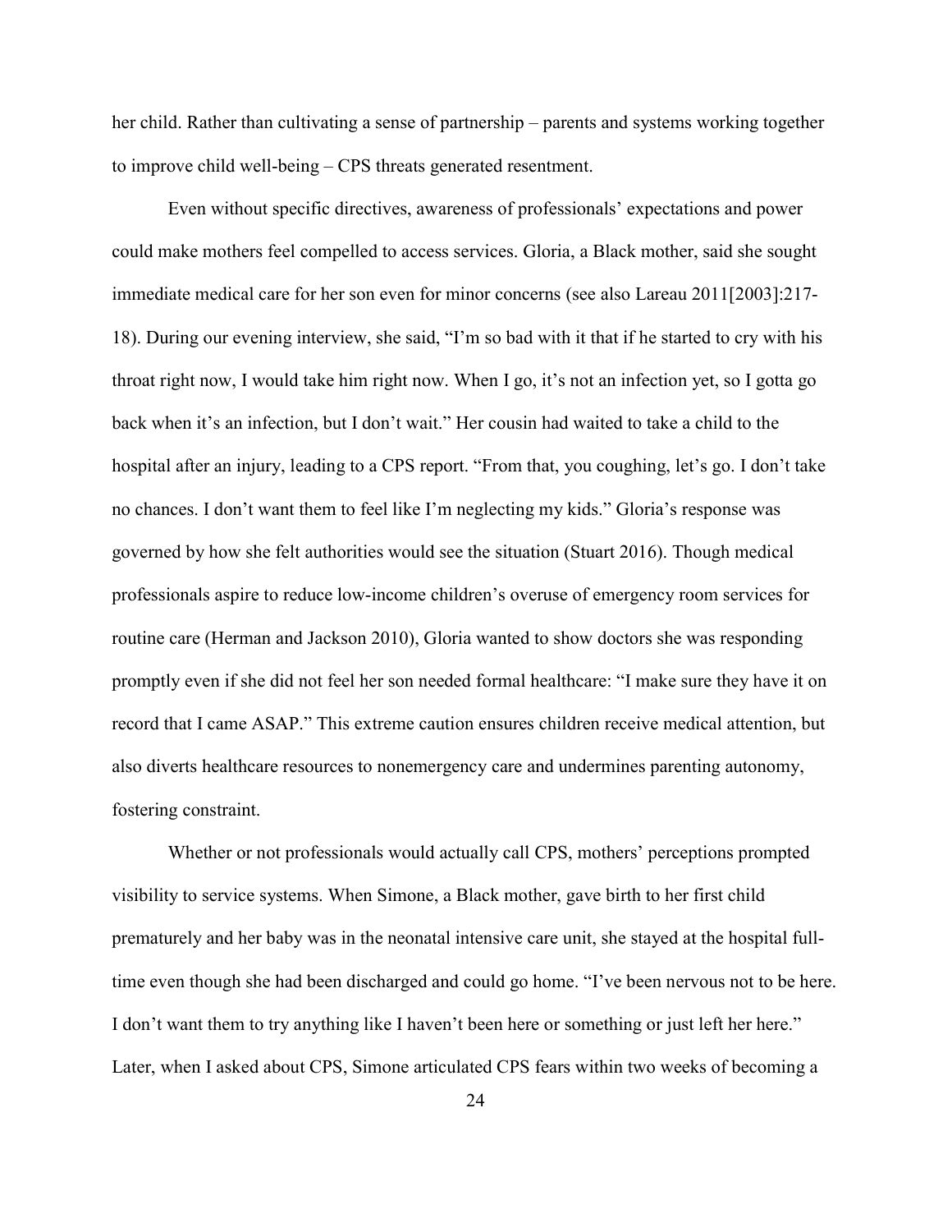her child. Rather than cultivating a sense of partnership – parents and systems working together to improve child well-being – CPS threats generated resentment.

Even without specific directives, awareness of professionals' expectations and power could make mothers feel compelled to access services. Gloria, a Black mother, said she sought immediate medical care for her son even for minor concerns (see also Lareau 2011[2003]:217-18). During our evening interview, she said, "I'm so bad with it that if he started to cry with his throat right now, I would take him right now. When I go, it's not an infection yet, so I gotta go back when it's an infection, but I don't wait." Her cousin had waited to take a child to the hospital after an injury, leading to a CPS report. "From that, you coughing, let's go. I don't take no chances. I don't want them to feel like I'm neglecting my kids." Gloria's response was governed by how she felt authorities would see the situation (Stuart 2016). Though medical professionals aspire to reduce low-income children's overuse of emergency room services for routine care (Herman and Jackson 2010), Gloria wanted to show doctors she was responding promptly even if she did not feel her son needed formal healthcare: "I make sure they have it on record that I came ASAP." This extreme caution ensures children receive medical attention, but also diverts healthcare resources to nonemergency care and undermines parenting autonomy, fostering constraint.

Whether or not professionals would actually call CPS, mothers' perceptions prompted visibility to service systems. When Simone, a Black mother, gave birth to her first child prematurely and her baby was in the neonatal intensive care unit, she stayed at the hospital full-time even though she had been discharged and could go home. "I've been nervous not to be here. I don't want them to try anything like I haven't been here or something or just left her here." Later, when I asked about CPS, Simone articulated CPS fears within two weeks of becoming a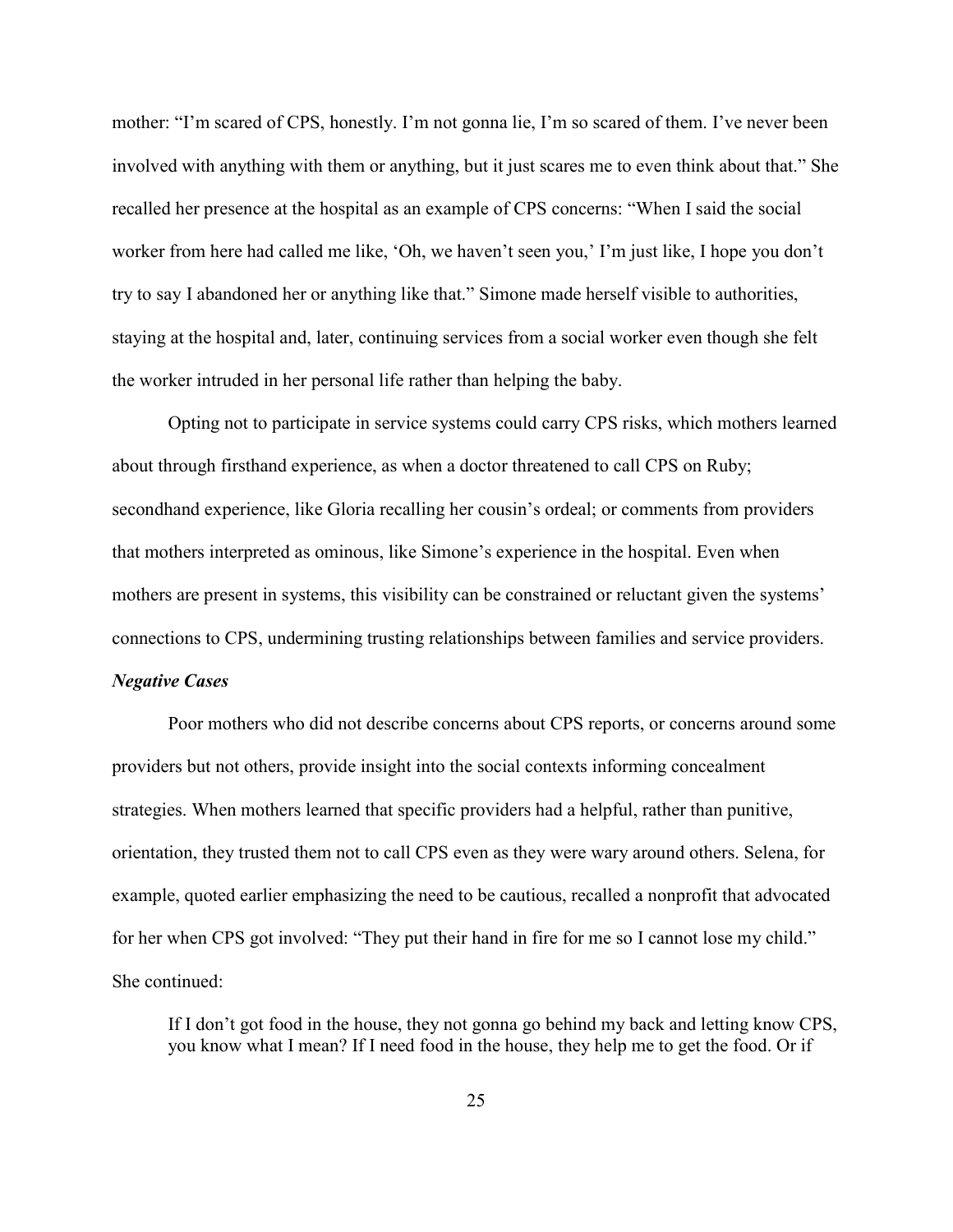mother: "I'm scared of CPS, honestly. I'm not gonna lie, I'm so scared of them. I've never been involved with anything with them or anything, but it just scares me to even think about that." She recalled her presence at the hospital as an example of CPS concerns: "When I said the social worker from here had called me like, 'Oh, we haven't seen you,' I'm just like, I hope you don't try to say I abandoned her or anything like that." Simone made herself visible to authorities, staying at the hospital and, later, continuing services from a social worker even though she felt the worker intruded in her personal life rather than helping the baby.

Opting not to participate in service systems could carry CPS risks, which mothers learned about through firsthand experience, as when a doctor threatened to call CPS on Ruby; secondhand experience, like Gloria recalling her cousin's ordeal; or comments from providers that mothers interpreted as ominous, like Simone's experience in the hospital. Even when mothers are present in systems, this visibility can be constrained or reluctant given the systems' connections to CPS, undermining trusting relationships between families and service providers.

***Negative Cases***

Poor mothers who did not describe concerns about CPS reports, or concerns around some providers but not others, provide insight into the social contexts informing concealment strategies. When mothers learned that specific providers had a helpful, rather than punitive, orientation, they trusted them not to call CPS even as they were wary around others. Selena, for example, quoted earlier emphasizing the need to be cautious, recalled a nonprofit that advocated for her when CPS got involved: "They put their hand in fire for me so I cannot lose my child." She continued:

> If I don't got food in the house, they not gonna go behind my back and letting know CPS, you know what I mean? If I need food in the house, they help me to get the food. Or if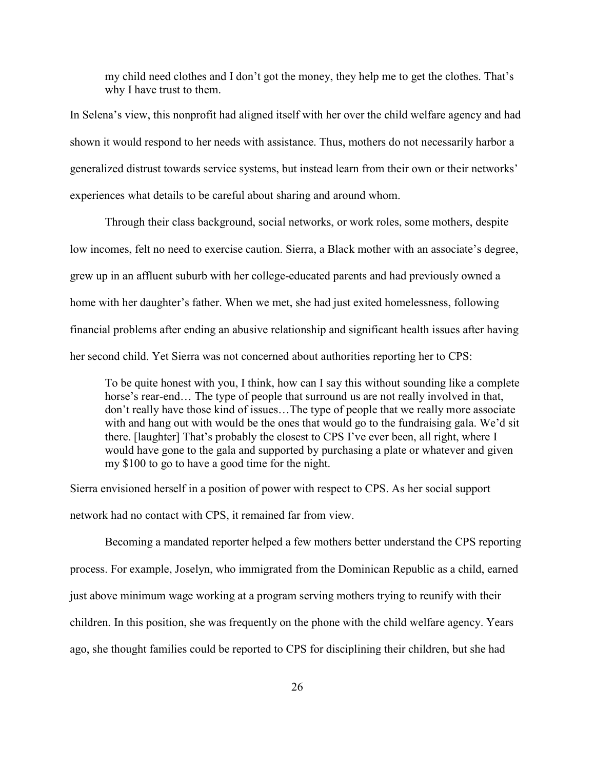> my child need clothes and I don't got the money, they help me to get the clothes. That's why I have trust to them.

In Selena's view, this nonprofit had aligned itself with her over the child welfare agency and had shown it would respond to her needs with assistance. Thus, mothers do not necessarily harbor a generalized distrust towards service systems, but instead learn from their own or their networks' experiences what details to be careful about sharing and around whom.

Through their class background, social networks, or work roles, some mothers, despite low incomes, felt no need to exercise caution. Sierra, a Black mother with an associate's degree, grew up in an affluent suburb with her college-educated parents and had previously owned a home with her daughter's father. When we met, she had just exited homelessness, following financial problems after ending an abusive relationship and significant health issues after having her second child. Yet Sierra was not concerned about authorities reporting her to CPS:

> To be quite honest with you, I think, how can I say this without sounding like a complete horse's rear-end… The type of people that surround us are not really involved in that, don't really have those kind of issues…The type of people that we really more associate with and hang out with would be the ones that would go to the fundraising gala. We'd sit there. [laughter] That's probably the closest to CPS I've ever been, all right, where I would have gone to the gala and supported by purchasing a plate or whatever and given my $100 to go to have a good time for the night.

Sierra envisioned herself in a position of power with respect to CPS. As her social support network had no contact with CPS, it remained far from view.

Becoming a mandated reporter helped a few mothers better understand the CPS reporting process. For example, Joselyn, who immigrated from the Dominican Republic as a child, earned just above minimum wage working at a program serving mothers trying to reunify with their children. In this position, she was frequently on the phone with the child welfare agency. Years ago, she thought families could be reported to CPS for disciplining their children, but she had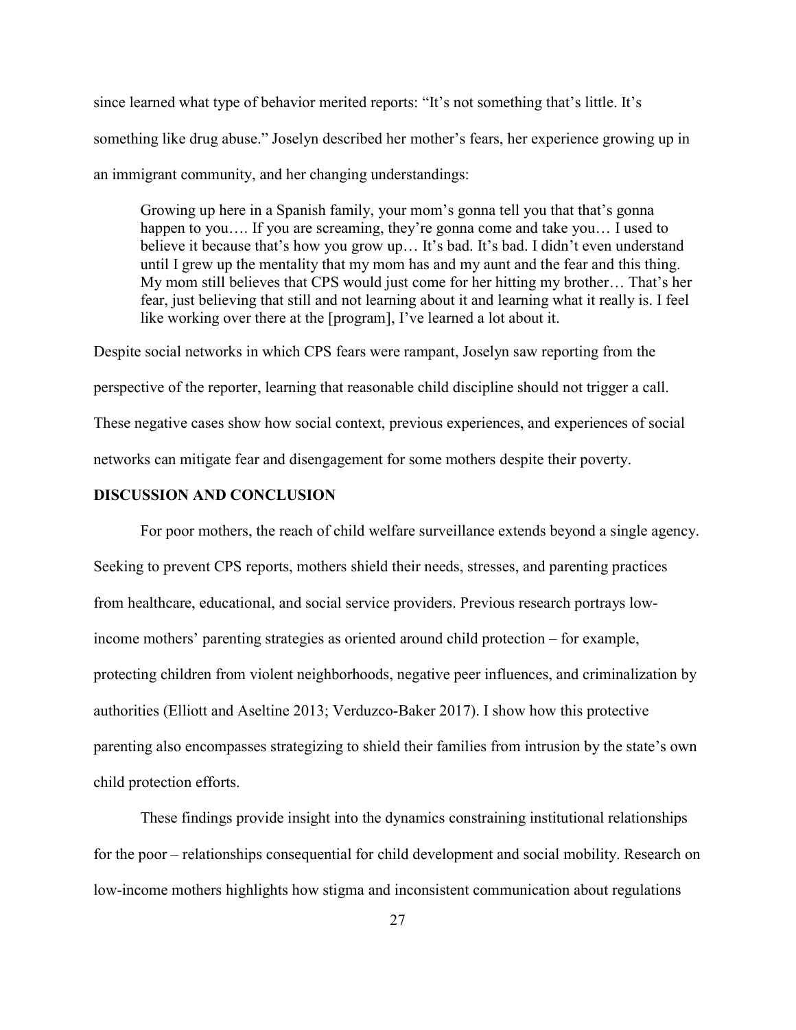since learned what type of behavior merited reports: "It's not something that's little. It's something like drug abuse." Joselyn described her mother's fears, her experience growing up in an immigrant community, and her changing understandings:

> Growing up here in a Spanish family, your mom's gonna tell you that that's gonna happen to you…. If you are screaming, they're gonna come and take you… I used to believe it because that's how you grow up… It's bad. It's bad. I didn't even understand until I grew up the mentality that my mom has and my aunt and the fear and this thing. My mom still believes that CPS would just come for her hitting my brother… That's her fear, just believing that still and not learning about it and learning what it really is. I feel like working over there at the [program], I've learned a lot about it.

Despite social networks in which CPS fears were rampant, Joselyn saw reporting from the perspective of the reporter, learning that reasonable child discipline should not trigger a call. These negative cases show how social context, previous experiences, and experiences of social networks can mitigate fear and disengagement for some mothers despite their poverty.

## DISCUSSION AND CONCLUSION

For poor mothers, the reach of child welfare surveillance extends beyond a single agency. Seeking to prevent CPS reports, mothers shield their needs, stresses, and parenting practices from healthcare, educational, and social service providers. Previous research portrays low-income mothers' parenting strategies as oriented around child protection – for example, protecting children from violent neighborhoods, negative peer influences, and criminalization by authorities (Elliott and Aseltine 2013; Verduzco-Baker 2017). I show how this protective parenting also encompasses strategizing to shield their families from intrusion by the state's own child protection efforts.

These findings provide insight into the dynamics constraining institutional relationships for the poor – relationships consequential for child development and social mobility. Research on low-income mothers highlights how stigma and inconsistent communication about regulations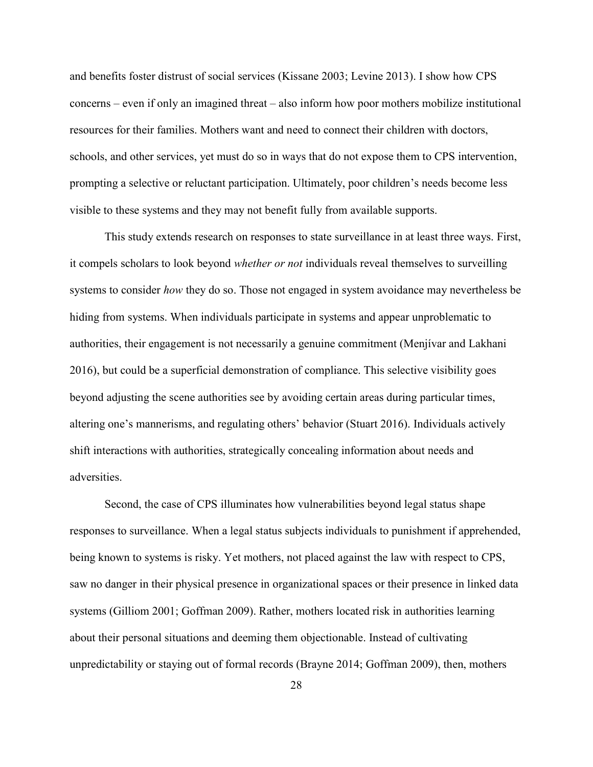and benefits foster distrust of social services (Kissane 2003; Levine 2013). I show how CPS concerns – even if only an imagined threat – also inform how poor mothers mobilize institutional resources for their families. Mothers want and need to connect their children with doctors, schools, and other services, yet must do so in ways that do not expose them to CPS intervention, prompting a selective or reluctant participation. Ultimately, poor children's needs become less visible to these systems and they may not benefit fully from available supports.

This study extends research on responses to state surveillance in at least three ways. First, it compels scholars to look beyond *whether or not* individuals reveal themselves to surveilling systems to consider *how* they do so. Those not engaged in system avoidance may nevertheless be hiding from systems. When individuals participate in systems and appear unproblematic to authorities, their engagement is not necessarily a genuine commitment (Menjívar and Lakhani 2016), but could be a superficial demonstration of compliance. This selective visibility goes beyond adjusting the scene authorities see by avoiding certain areas during particular times, altering one's mannerisms, and regulating others' behavior (Stuart 2016). Individuals actively shift interactions with authorities, strategically concealing information about needs and adversities.

Second, the case of CPS illuminates how vulnerabilities beyond legal status shape responses to surveillance. When a legal status subjects individuals to punishment if apprehended, being known to systems is risky. Yet mothers, not placed against the law with respect to CPS, saw no danger in their physical presence in organizational spaces or their presence in linked data systems (Gilliom 2001; Goffman 2009). Rather, mothers located risk in authorities learning about their personal situations and deeming them objectionable. Instead of cultivating unpredictability or staying out of formal records (Brayne 2014; Goffman 2009), then, mothers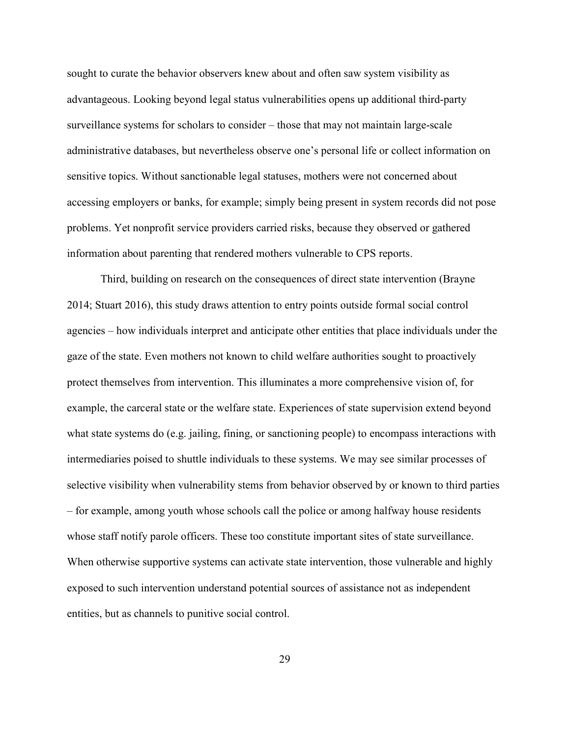sought to curate the behavior observers knew about and often saw system visibility as advantageous. Looking beyond legal status vulnerabilities opens up additional third-party surveillance systems for scholars to consider – those that may not maintain large-scale administrative databases, but nevertheless observe one's personal life or collect information on sensitive topics. Without sanctionable legal statuses, mothers were not concerned about accessing employers or banks, for example; simply being present in system records did not pose problems. Yet nonprofit service providers carried risks, because they observed or gathered information about parenting that rendered mothers vulnerable to CPS reports.

Third, building on research on the consequences of direct state intervention (Brayne 2014; Stuart 2016), this study draws attention to entry points outside formal social control agencies – how individuals interpret and anticipate other entities that place individuals under the gaze of the state. Even mothers not known to child welfare authorities sought to proactively protect themselves from intervention. This illuminates a more comprehensive vision of, for example, the carceral state or the welfare state. Experiences of state supervision extend beyond what state systems do (e.g. jailing, fining, or sanctioning people) to encompass interactions with intermediaries poised to shuttle individuals to these systems. We may see similar processes of selective visibility when vulnerability stems from behavior observed by or known to third parties – for example, among youth whose schools call the police or among halfway house residents whose staff notify parole officers. These too constitute important sites of state surveillance. When otherwise supportive systems can activate state intervention, those vulnerable and highly exposed to such intervention understand potential sources of assistance not as independent entities, but as channels to punitive social control.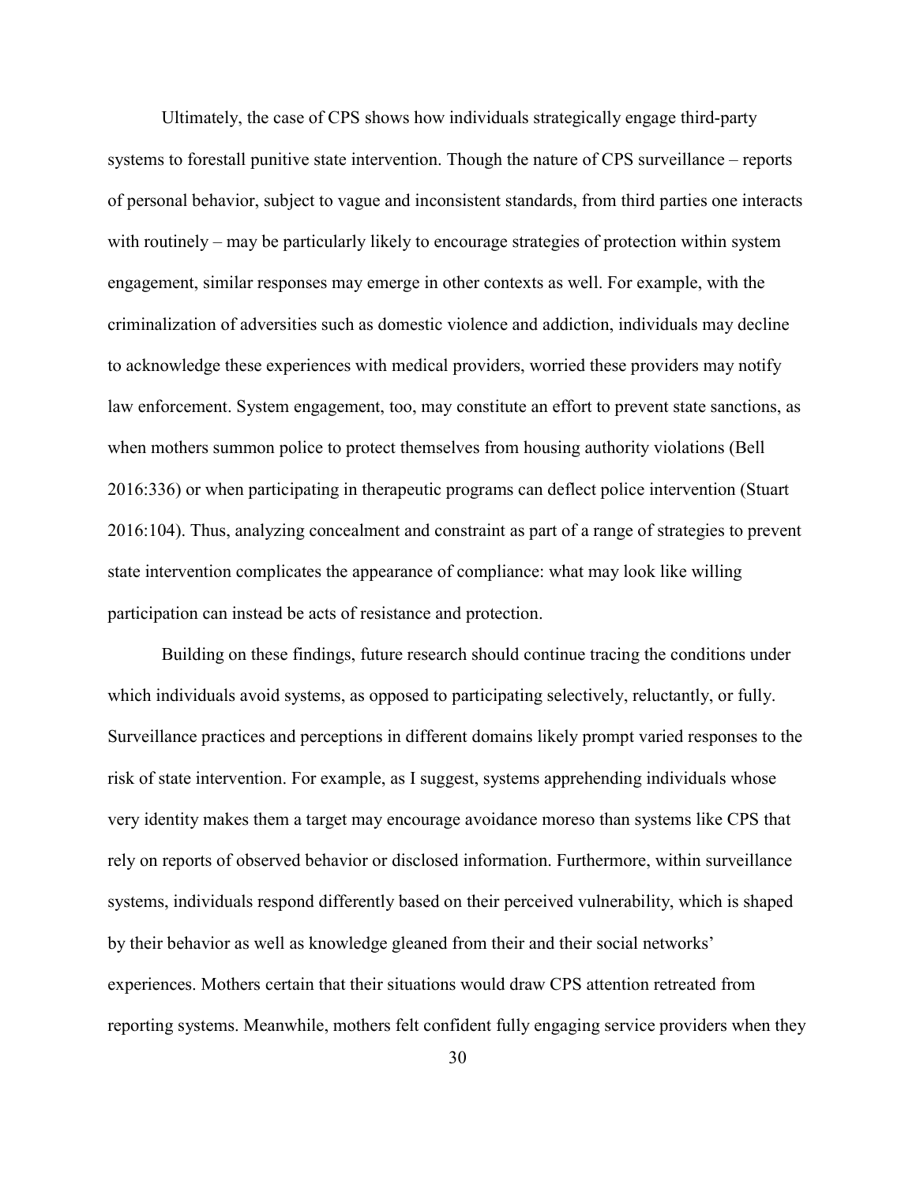Ultimately, the case of CPS shows how individuals strategically engage third-party systems to forestall punitive state intervention. Though the nature of CPS surveillance – reports of personal behavior, subject to vague and inconsistent standards, from third parties one interacts with routinely – may be particularly likely to encourage strategies of protection within system engagement, similar responses may emerge in other contexts as well. For example, with the criminalization of adversities such as domestic violence and addiction, individuals may decline to acknowledge these experiences with medical providers, worried these providers may notify law enforcement. System engagement, too, may constitute an effort to prevent state sanctions, as when mothers summon police to protect themselves from housing authority violations (Bell 2016:336) or when participating in therapeutic programs can deflect police intervention (Stuart 2016:104). Thus, analyzing concealment and constraint as part of a range of strategies to prevent state intervention complicates the appearance of compliance: what may look like willing participation can instead be acts of resistance and protection.

Building on these findings, future research should continue tracing the conditions under which individuals avoid systems, as opposed to participating selectively, reluctantly, or fully. Surveillance practices and perceptions in different domains likely prompt varied responses to the risk of state intervention. For example, as I suggest, systems apprehending individuals whose very identity makes them a target may encourage avoidance moreso than systems like CPS that rely on reports of observed behavior or disclosed information. Furthermore, within surveillance systems, individuals respond differently based on their perceived vulnerability, which is shaped by their behavior as well as knowledge gleaned from their and their social networks' experiences. Mothers certain that their situations would draw CPS attention retreated from reporting systems. Meanwhile, mothers felt confident fully engaging service providers when they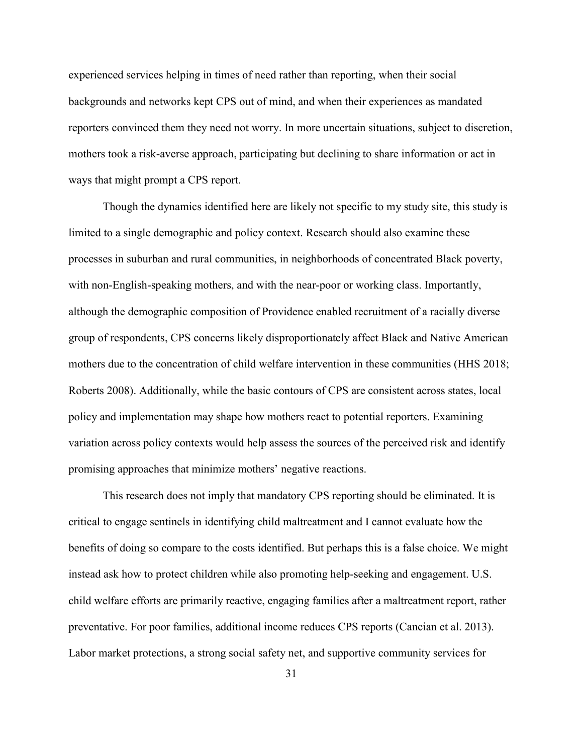experienced services helping in times of need rather than reporting, when their social backgrounds and networks kept CPS out of mind, and when their experiences as mandated reporters convinced them they need not worry. In more uncertain situations, subject to discretion, mothers took a risk-averse approach, participating but declining to share information or act in ways that might prompt a CPS report.

Though the dynamics identified here are likely not specific to my study site, this study is limited to a single demographic and policy context. Research should also examine these processes in suburban and rural communities, in neighborhoods of concentrated Black poverty, with non-English-speaking mothers, and with the near-poor or working class. Importantly, although the demographic composition of Providence enabled recruitment of a racially diverse group of respondents, CPS concerns likely disproportionately affect Black and Native American mothers due to the concentration of child welfare intervention in these communities (HHS 2018; Roberts 2008). Additionally, while the basic contours of CPS are consistent across states, local policy and implementation may shape how mothers react to potential reporters. Examining variation across policy contexts would help assess the sources of the perceived risk and identify promising approaches that minimize mothers' negative reactions.

This research does not imply that mandatory CPS reporting should be eliminated. It is critical to engage sentinels in identifying child maltreatment and I cannot evaluate how the benefits of doing so compare to the costs identified. But perhaps this is a false choice. We might instead ask how to protect children while also promoting help-seeking and engagement. U.S. child welfare efforts are primarily reactive, engaging families after a maltreatment report, rather preventative. For poor families, additional income reduces CPS reports (Cancian et al. 2013). Labor market protections, a strong social safety net, and supportive community services for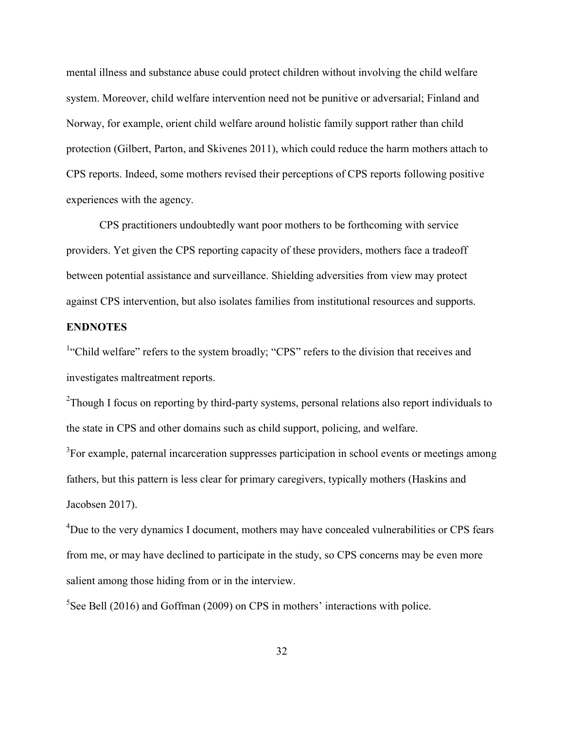mental illness and substance abuse could protect children without involving the child welfare system. Moreover, child welfare intervention need not be punitive or adversarial; Finland and Norway, for example, orient child welfare around holistic family support rather than child protection (Gilbert, Parton, and Skivenes 2011), which could reduce the harm mothers attach to CPS reports. Indeed, some mothers revised their perceptions of CPS reports following positive experiences with the agency.

CPS practitioners undoubtedly want poor mothers to be forthcoming with service providers. Yet given the CPS reporting capacity of these providers, mothers face a tradeoff between potential assistance and surveillance. Shielding adversities from view may protect against CPS intervention, but also isolates families from institutional resources and supports.

**ENDNOTES**

[1]"Child welfare" refers to the system broadly; "CPS" refers to the division that receives and investigates maltreatment reports.

[2]Though I focus on reporting by third-party systems, personal relations also report individuals to the state in CPS and other domains such as child support, policing, and welfare.

[3]For example, paternal incarceration suppresses participation in school events or meetings among fathers, but this pattern is less clear for primary caregivers, typically mothers (Haskins and Jacobsen 2017).

[4]Due to the very dynamics I document, mothers may have concealed vulnerabilities or CPS fears from me, or may have declined to participate in the study, so CPS concerns may be even more salient among those hiding from or in the interview.

[5]See Bell (2016) and Goffman (2009) on CPS in mothers' interactions with police.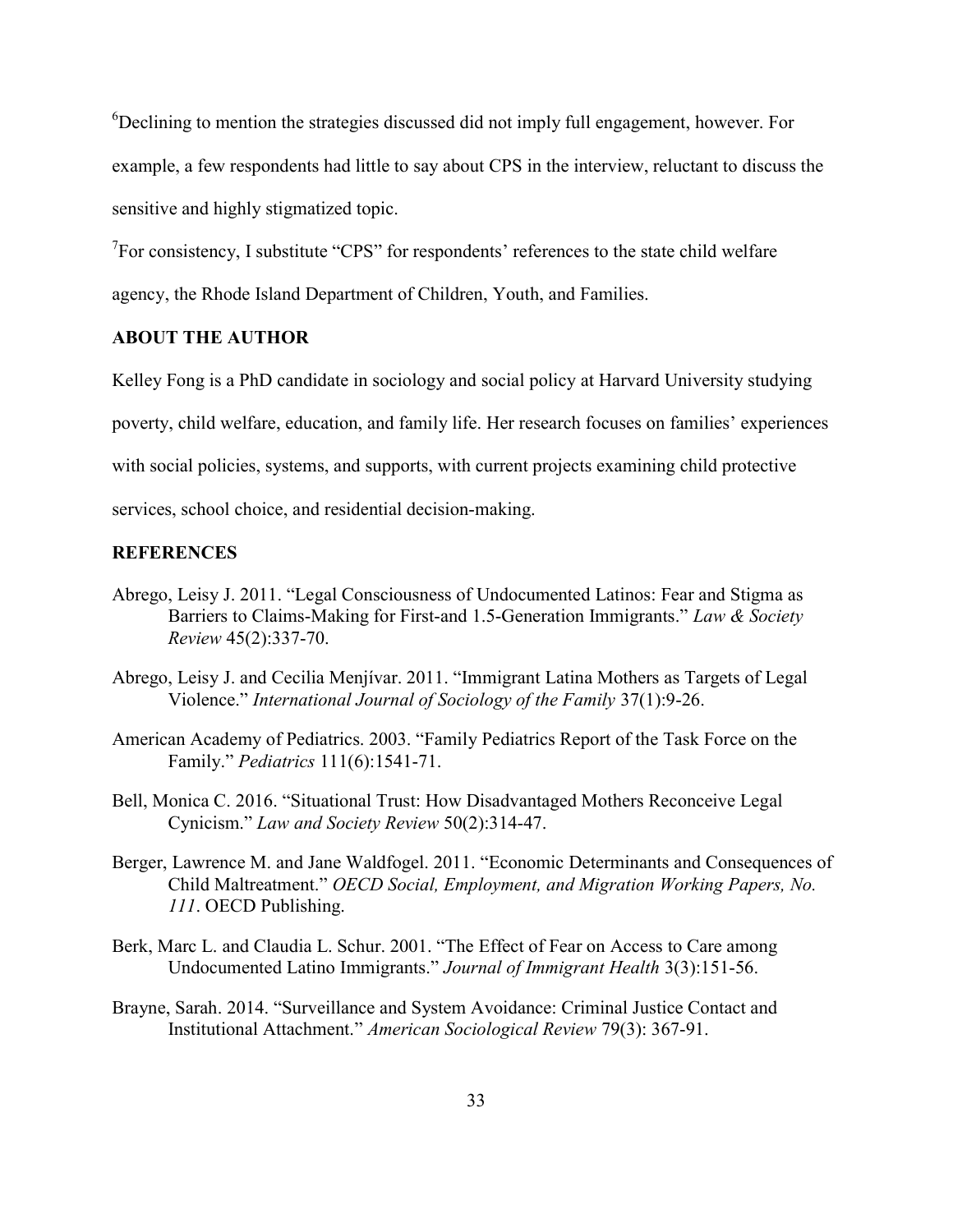[6]Declining to mention the strategies discussed did not imply full engagement, however. For example, a few respondents had little to say about CPS in the interview, reluctant to discuss the sensitive and highly stigmatized topic.

[7]For consistency, I substitute "CPS" for respondents' references to the state child welfare agency, the Rhode Island Department of Children, Youth, and Families.

## ABOUT THE AUTHOR

Kelley Fong is a PhD candidate in sociology and social policy at Harvard University studying poverty, child welfare, education, and family life. Her research focuses on families' experiences with social policies, systems, and supports, with current projects examining child protective services, school choice, and residential decision-making.

## REFERENCES

Abrego, Leisy J. 2011. "Legal Consciousness of Undocumented Latinos: Fear and Stigma as Barriers to Claims-Making for First-and 1.5-Generation Immigrants." *Law & Society Review* 45(2):337-70.

Abrego, Leisy J. and Cecilia Menjívar. 2011. "Immigrant Latina Mothers as Targets of Legal Violence." *International Journal of Sociology of the Family* 37(1):9-26.

American Academy of Pediatrics. 2003. "Family Pediatrics Report of the Task Force on the Family." *Pediatrics* 111(6):1541-71.

Bell, Monica C. 2016. "Situational Trust: How Disadvantaged Mothers Reconceive Legal Cynicism." *Law and Society Review* 50(2):314-47.

Berger, Lawrence M. and Jane Waldfogel. 2011. "Economic Determinants and Consequences of Child Maltreatment." *OECD Social, Employment, and Migration Working Papers, No. 111*. OECD Publishing.

Berk, Marc L. and Claudia L. Schur. 2001. "The Effect of Fear on Access to Care among Undocumented Latino Immigrants." *Journal of Immigrant Health* 3(3):151-56.

Brayne, Sarah. 2014. "Surveillance and System Avoidance: Criminal Justice Contact and Institutional Attachment." *American Sociological Review* 79(3): 367-91.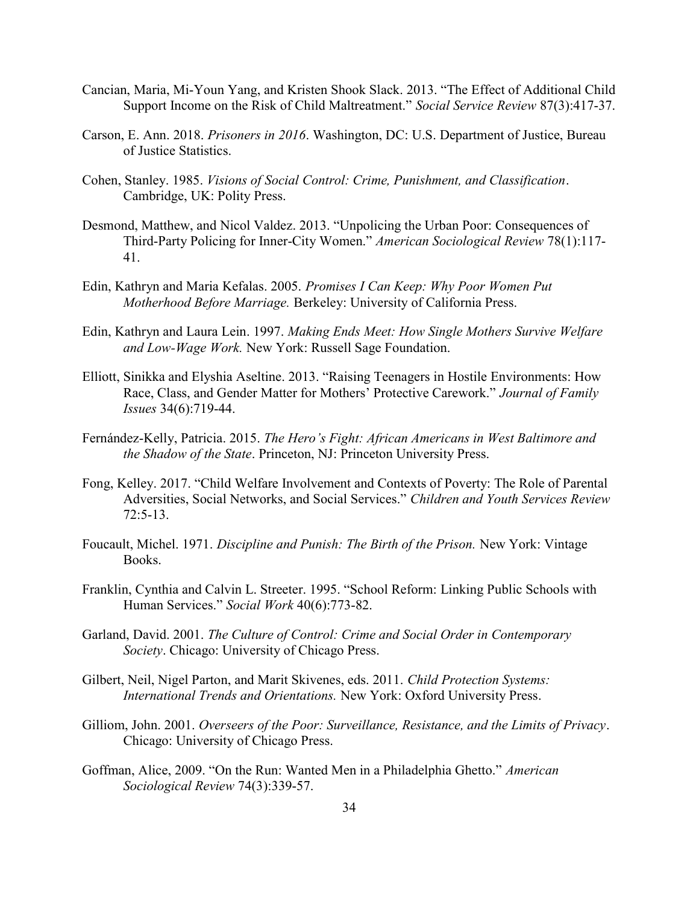Cancian, Maria, Mi-Youn Yang, and Kristen Shook Slack. 2013. "The Effect of Additional Child Support Income on the Risk of Child Maltreatment." *Social Service Review* 87(3):417-37.

Carson, E. Ann. 2018. *Prisoners in 2016*. Washington, DC: U.S. Department of Justice, Bureau of Justice Statistics.

Cohen, Stanley. 1985. *Visions of Social Control: Crime, Punishment, and Classification*. Cambridge, UK: Polity Press.

Desmond, Matthew, and Nicol Valdez. 2013. "Unpolicing the Urban Poor: Consequences of Third-Party Policing for Inner-City Women." *American Sociological Review* 78(1):117-41.

Edin, Kathryn and Maria Kefalas. 2005. *Promises I Can Keep: Why Poor Women Put Motherhood Before Marriage.* Berkeley: University of California Press.

Edin, Kathryn and Laura Lein. 1997. *Making Ends Meet: How Single Mothers Survive Welfare and Low-Wage Work.* New York: Russell Sage Foundation.

Elliott, Sinikka and Elyshia Aseltine. 2013. "Raising Teenagers in Hostile Environments: How Race, Class, and Gender Matter for Mothers' Protective Carework." *Journal of Family Issues* 34(6):719-44.

Fernández-Kelly, Patricia. 2015. *The Hero's Fight: African Americans in West Baltimore and the Shadow of the State*. Princeton, NJ: Princeton University Press.

Fong, Kelley. 2017. "Child Welfare Involvement and Contexts of Poverty: The Role of Parental Adversities, Social Networks, and Social Services." *Children and Youth Services Review* 72:5-13.

Foucault, Michel. 1971. *Discipline and Punish: The Birth of the Prison.* New York: Vintage Books.

Franklin, Cynthia and Calvin L. Streeter. 1995. "School Reform: Linking Public Schools with Human Services." *Social Work* 40(6):773-82.

Garland, David. 2001. *The Culture of Control: Crime and Social Order in Contemporary Society*. Chicago: University of Chicago Press.

Gilbert, Neil, Nigel Parton, and Marit Skivenes, eds. 2011. *Child Protection Systems: International Trends and Orientations.* New York: Oxford University Press.

Gilliom, John. 2001. *Overseers of the Poor: Surveillance, Resistance, and the Limits of Privacy*. Chicago: University of Chicago Press.

Goffman, Alice, 2009. "On the Run: Wanted Men in a Philadelphia Ghetto." *American Sociological Review* 74(3):339-57.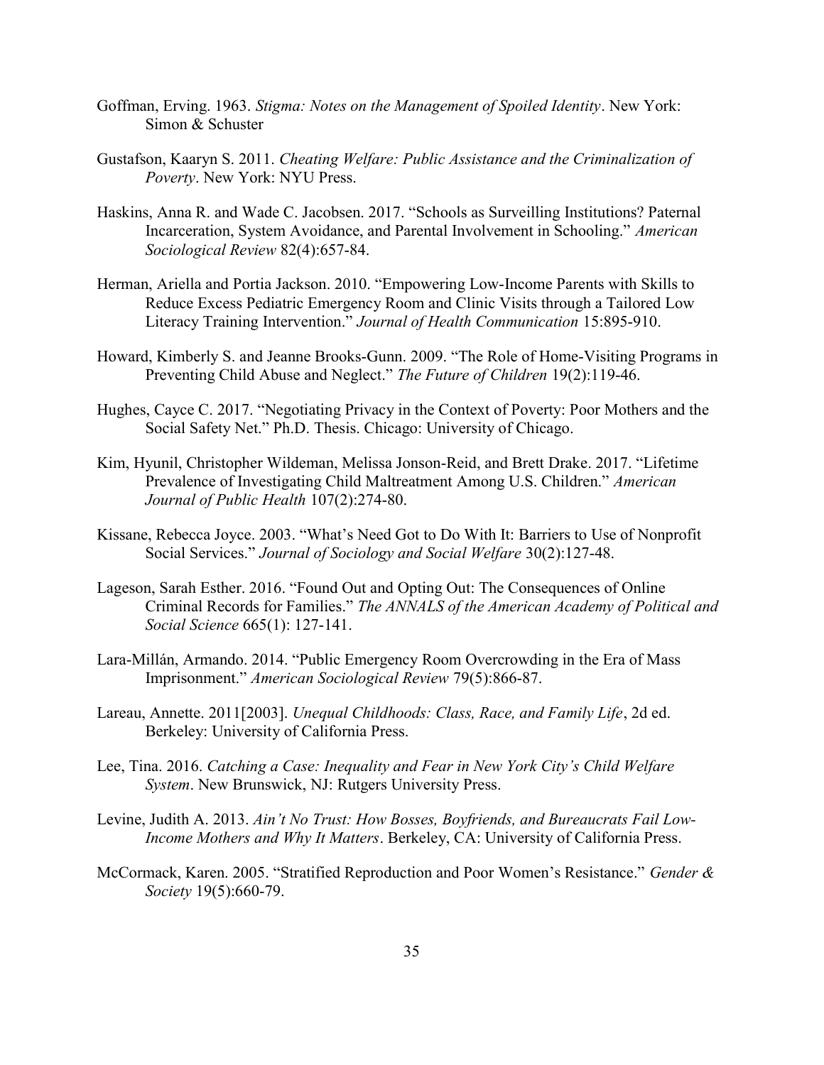Goffman, Erving. 1963. *Stigma: Notes on the Management of Spoiled Identity*. New York: Simon & Schuster

Gustafson, Kaaryn S. 2011. *Cheating Welfare: Public Assistance and the Criminalization of Poverty*. New York: NYU Press.

Haskins, Anna R. and Wade C. Jacobsen. 2017. "Schools as Surveilling Institutions? Paternal Incarceration, System Avoidance, and Parental Involvement in Schooling." *American Sociological Review* 82(4):657-84.

Herman, Ariella and Portia Jackson. 2010. "Empowering Low-Income Parents with Skills to Reduce Excess Pediatric Emergency Room and Clinic Visits through a Tailored Low Literacy Training Intervention." *Journal of Health Communication* 15:895-910.

Howard, Kimberly S. and Jeanne Brooks-Gunn. 2009. "The Role of Home-Visiting Programs in Preventing Child Abuse and Neglect." *The Future of Children* 19(2):119-46.

Hughes, Cayce C. 2017. "Negotiating Privacy in the Context of Poverty: Poor Mothers and the Social Safety Net." Ph.D. Thesis. Chicago: University of Chicago.

Kim, Hyunil, Christopher Wildeman, Melissa Jonson-Reid, and Brett Drake. 2017. "Lifetime Prevalence of Investigating Child Maltreatment Among U.S. Children." *American Journal of Public Health* 107(2):274-80.

Kissane, Rebecca Joyce. 2003. "What's Need Got to Do With It: Barriers to Use of Nonprofit Social Services." *Journal of Sociology and Social Welfare* 30(2):127-48.

Lageson, Sarah Esther. 2016. "Found Out and Opting Out: The Consequences of Online Criminal Records for Families." *The ANNALS of the American Academy of Political and Social Science* 665(1): 127-141.

Lara-Millán, Armando. 2014. "Public Emergency Room Overcrowding in the Era of Mass Imprisonment." *American Sociological Review* 79(5):866-87.

Lareau, Annette. 2011[2003]. *Unequal Childhoods: Class, Race, and Family Life*, 2d ed. Berkeley: University of California Press.

Lee, Tina. 2016. *Catching a Case: Inequality and Fear in New York City's Child Welfare System*. New Brunswick, NJ: Rutgers University Press.

Levine, Judith A. 2013. *Ain't No Trust: How Bosses, Boyfriends, and Bureaucrats Fail Low-Income Mothers and Why It Matters*. Berkeley, CA: University of California Press.

McCormack, Karen. 2005. "Stratified Reproduction and Poor Women's Resistance." *Gender & Society* 19(5):660-79.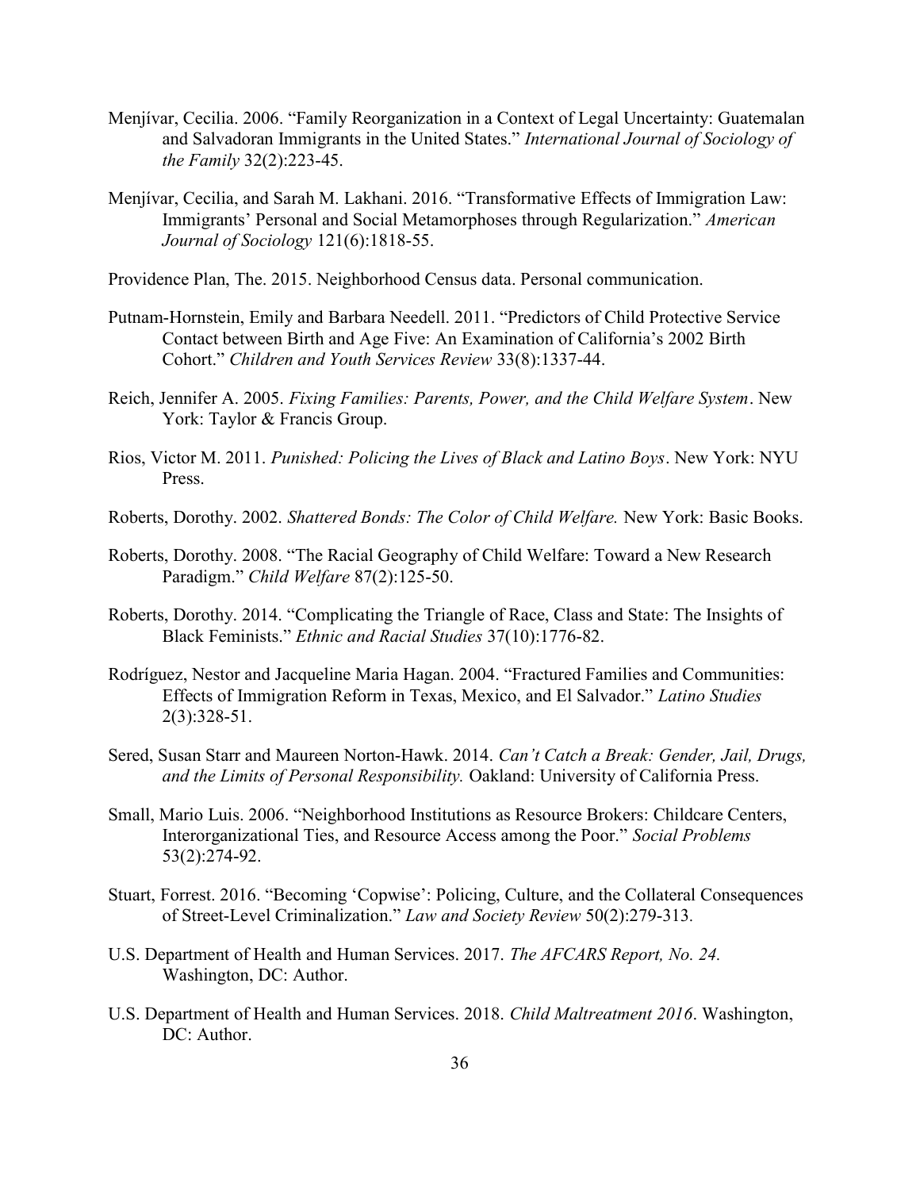Menjívar, Cecilia. 2006. "Family Reorganization in a Context of Legal Uncertainty: Guatemalan and Salvadoran Immigrants in the United States." *International Journal of Sociology of the Family* 32(2):223-45.

Menjívar, Cecilia, and Sarah M. Lakhani. 2016. "Transformative Effects of Immigration Law: Immigrants' Personal and Social Metamorphoses through Regularization." *American Journal of Sociology* 121(6):1818-55.

Providence Plan, The. 2015. Neighborhood Census data. Personal communication.

Putnam-Hornstein, Emily and Barbara Needell. 2011. "Predictors of Child Protective Service Contact between Birth and Age Five: An Examination of California's 2002 Birth Cohort." *Children and Youth Services Review* 33(8):1337-44.

Reich, Jennifer A. 2005. *Fixing Families: Parents, Power, and the Child Welfare System*. New York: Taylor & Francis Group.

Rios, Victor M. 2011. *Punished: Policing the Lives of Black and Latino Boys*. New York: NYU Press.

Roberts, Dorothy. 2002. *Shattered Bonds: The Color of Child Welfare.* New York: Basic Books.

Roberts, Dorothy. 2008. "The Racial Geography of Child Welfare: Toward a New Research Paradigm." *Child Welfare* 87(2):125-50.

Roberts, Dorothy. 2014. "Complicating the Triangle of Race, Class and State: The Insights of Black Feminists." *Ethnic and Racial Studies* 37(10):1776-82.

Rodríguez, Nestor and Jacqueline Maria Hagan. 2004. "Fractured Families and Communities: Effects of Immigration Reform in Texas, Mexico, and El Salvador." *Latino Studies* 2(3):328-51.

Sered, Susan Starr and Maureen Norton-Hawk. 2014. *Can't Catch a Break: Gender, Jail, Drugs, and the Limits of Personal Responsibility.* Oakland: University of California Press.

Small, Mario Luis. 2006. "Neighborhood Institutions as Resource Brokers: Childcare Centers, Interorganizational Ties, and Resource Access among the Poor." *Social Problems* 53(2):274-92.

Stuart, Forrest. 2016. "Becoming 'Copwise': Policing, Culture, and the Collateral Consequences of Street-Level Criminalization." *Law and Society Review* 50(2):279-313.

U.S. Department of Health and Human Services. 2017. *The AFCARS Report, No. 24.* Washington, DC: Author.

U.S. Department of Health and Human Services. 2018. *Child Maltreatment 2016*. Washington, DC: Author.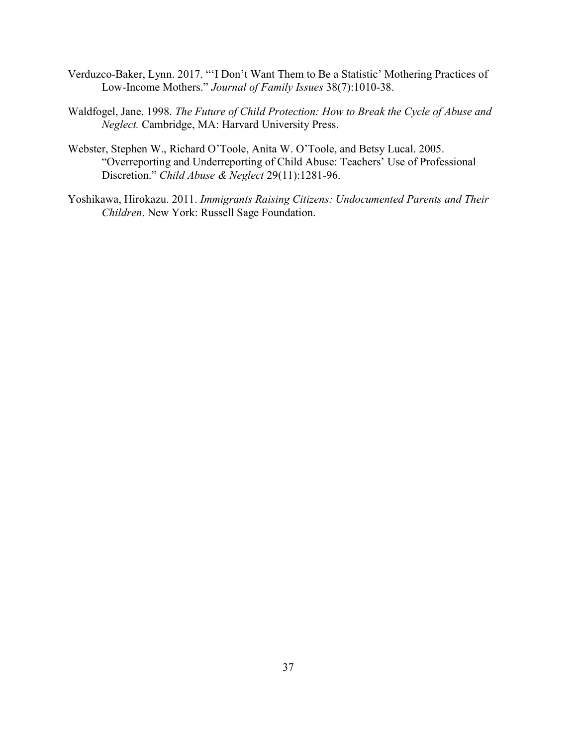Verduzco-Baker, Lynn. 2017. "'I Don't Want Them to Be a Statistic' Mothering Practices of Low-Income Mothers." *Journal of Family Issues* 38(7):1010-38.

Waldfogel, Jane. 1998. *The Future of Child Protection: How to Break the Cycle of Abuse and Neglect.* Cambridge, MA: Harvard University Press.

Webster, Stephen W., Richard O'Toole, Anita W. O'Toole, and Betsy Lucal. 2005. "Overreporting and Underreporting of Child Abuse: Teachers' Use of Professional Discretion." *Child Abuse & Neglect* 29(11):1281-96.

Yoshikawa, Hirokazu. 2011. *Immigrants Raising Citizens: Undocumented Parents and Their Children*. New York: Russell Sage Foundation.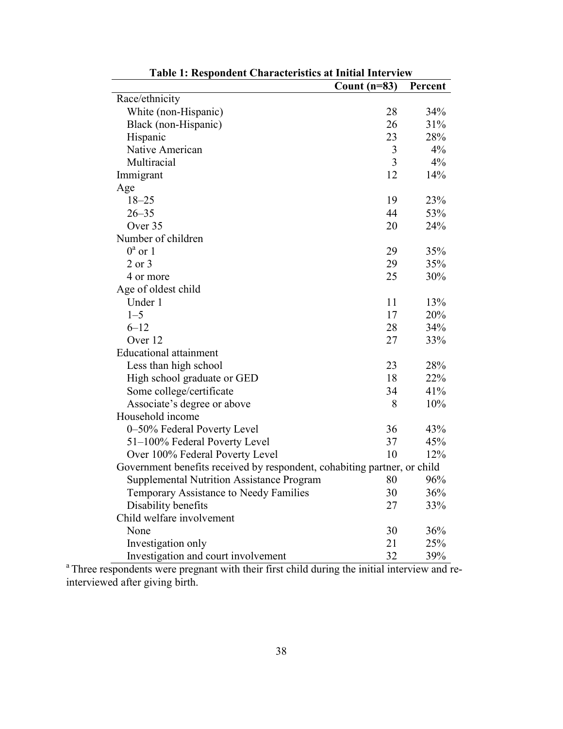**Table 1: Respondent Characteristics at Initial Interview**

| | Count (n=83) | Percent |
|---|---|---|
| Race/ethnicity | | |
| White (non-Hispanic) | 28 | 34% |
| Black (non-Hispanic) | 26 | 31% |
| Hispanic | 23 | 28% |
| Native American | 3 | 4% |
| Multiracial | 3 | 4% |
| Immigrant | 12 | 14% |
| Age | | |
| 18–25 | 19 | 23% |
| 26–35 | 44 | 53% |
| Over 35 | 20 | 24% |
| Number of children | | |
| 0[a] or 1 | 29 | 35% |
| 2 or 3 | 29 | 35% |
| 4 or more | 25 | 30% |
| Age of oldest child | | |
| Under 1 | 11 | 13% |
| 1–5 | 17 | 20% |
| 6–12 | 28 | 34% |
| Over 12 | 27 | 33% |
| Educational attainment | | |
| Less than high school | 23 | 28% |
| High school graduate or GED | 18 | 22% |
| Some college/certificate | 34 | 41% |
| Associate's degree or above | 8 | 10% |
| Household income | | |
| 0–50% Federal Poverty Level | 36 | 43% |
| 51–100% Federal Poverty Level | 37 | 45% |
| Over 100% Federal Poverty Level | 10 | 12% |
| Government benefits received by respondent, cohabiting partner, or child | | |
| Supplemental Nutrition Assistance Program | 80 | 96% |
| Temporary Assistance to Needy Families | 30 | 36% |
| Disability benefits | 27 | 33% |
| Child welfare involvement | | |
| None | 30 | 36% |
| Investigation only | 21 | 25% |
| Investigation and court involvement | 32 | 39% |

[a] Three respondents were pregnant with their first child during the initial interview and re-interviewed after giving birth.